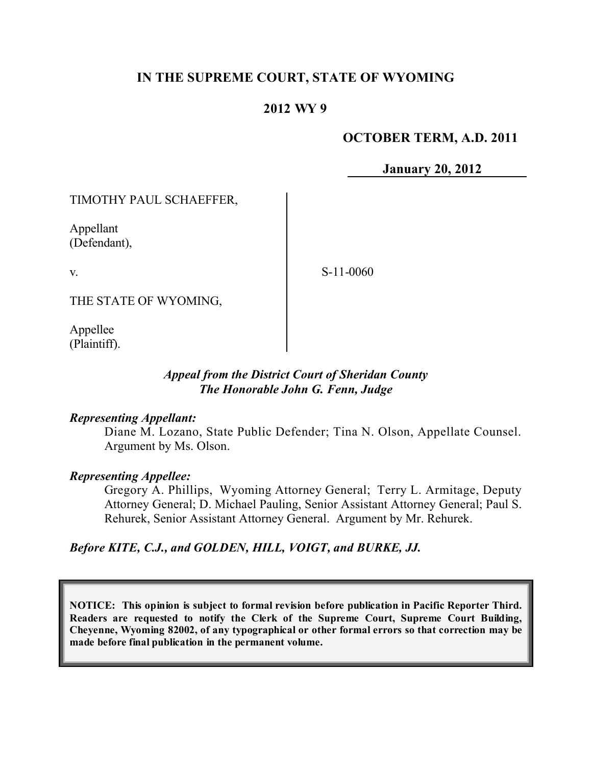**IN THE SUPREME COURT, STATE OF WYOMING**

**2012 WY 9**

**OCTOBER TERM, A.D. 2011**

**January 20, 2012**

TIMOTHY PAUL SCHAEFFER,

Appellant
(Defendant),

v.

S-11-0060

THE STATE OF WYOMING,

Appellee
(Plaintiff).

***Appeal from the District Court of Sheridan County***
***The Honorable John G. Fenn, Judge***

***Representing Appellant:***

Diane M. Lozano, State Public Defender; Tina N. Olson, Appellate Counsel. Argument by Ms. Olson.

***Representing Appellee:***

Gregory A. Phillips, Wyoming Attorney General; Terry L. Armitage, Deputy Attorney General; D. Michael Pauling, Senior Assistant Attorney General; Paul S. Rehurek, Senior Assistant Attorney General. Argument by Mr. Rehurek.

***Before KITE, C.J., and GOLDEN, HILL, VOIGT, and BURKE, JJ.***

**NOTICE: This opinion is subject to formal revision before publication in Pacific Reporter Third. Readers are requested to notify the Clerk of the Supreme Court, Supreme Court Building, Cheyenne, Wyoming 82002, of any typographical or other formal errors so that correction may be made before final publication in the permanent volume.**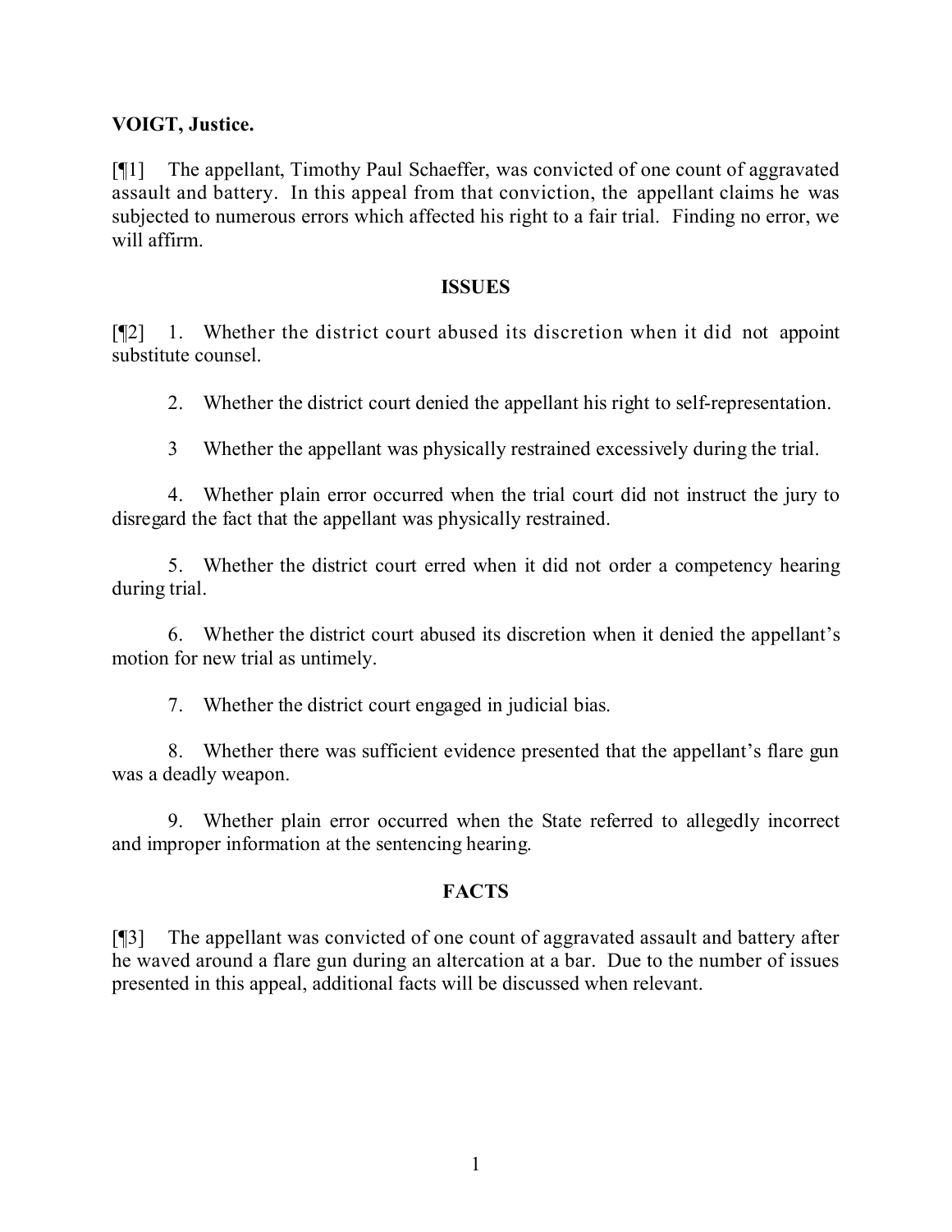**VOIGT, Justice.**

[¶1] The appellant, Timothy Paul Schaeffer, was convicted of one count of aggravated assault and battery. In this appeal from that conviction, the appellant claims he was subjected to numerous errors which affected his right to a fair trial. Finding no error, we will affirm.

## ISSUES

[¶2] 1. Whether the district court abused its discretion when it did not appoint substitute counsel.

2. Whether the district court denied the appellant his right to self-representation.

3 Whether the appellant was physically restrained excessively during the trial.

4. Whether plain error occurred when the trial court did not instruct the jury to disregard the fact that the appellant was physically restrained.

5. Whether the district court erred when it did not order a competency hearing during trial.

6. Whether the district court abused its discretion when it denied the appellant's motion for new trial as untimely.

7. Whether the district court engaged in judicial bias.

8. Whether there was sufficient evidence presented that the appellant's flare gun was a deadly weapon.

9. Whether plain error occurred when the State referred to allegedly incorrect and improper information at the sentencing hearing.

## FACTS

[¶3] The appellant was convicted of one count of aggravated assault and battery after he waved around a flare gun during an altercation at a bar. Due to the number of issues presented in this appeal, additional facts will be discussed when relevant.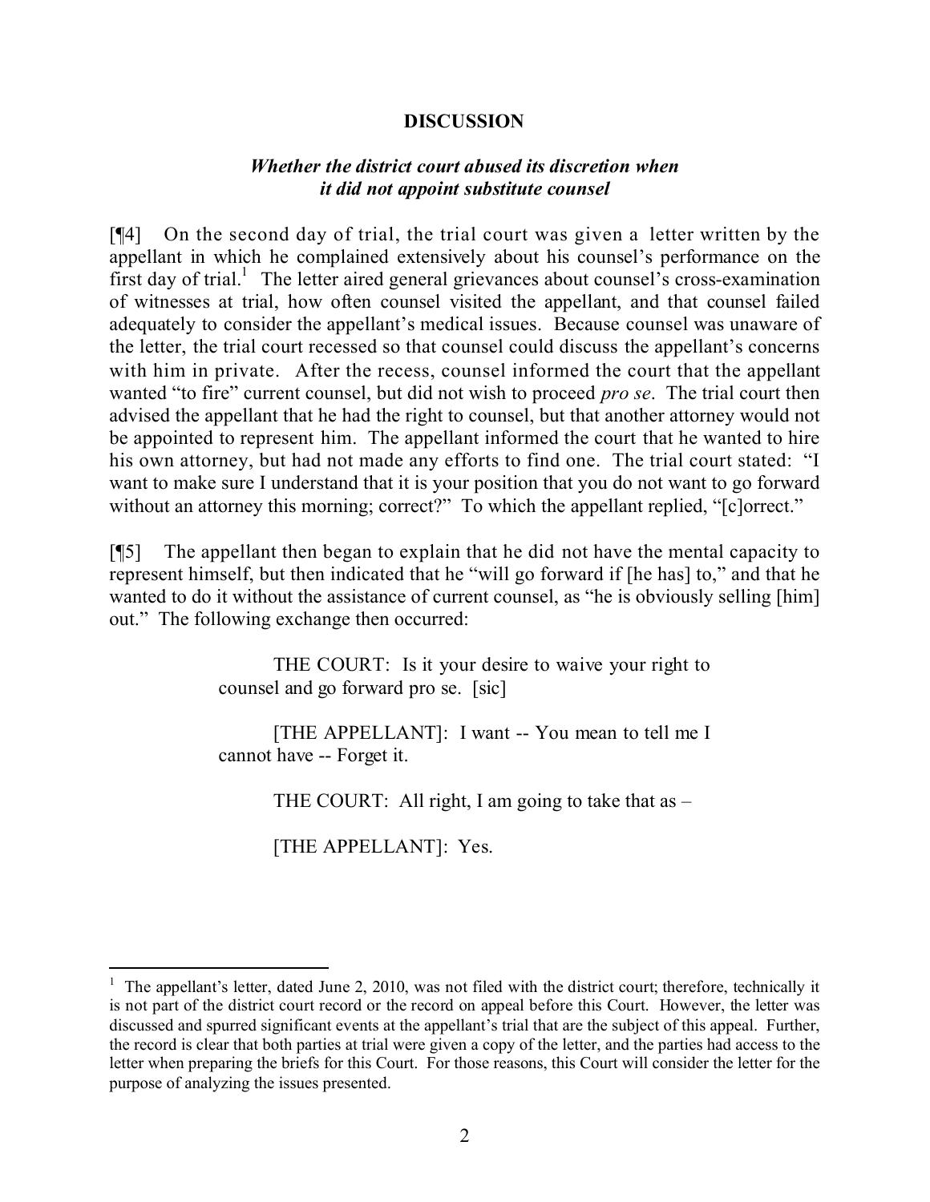**DISCUSSION**

***Whether the district court abused its discretion when it did not appoint substitute counsel***

[¶4] On the second day of trial, the trial court was given a letter written by the appellant in which he complained extensively about his counsel's performance on the first day of trial.[1] The letter aired general grievances about counsel's cross-examination of witnesses at trial, how often counsel visited the appellant, and that counsel failed adequately to consider the appellant's medical issues. Because counsel was unaware of the letter, the trial court recessed so that counsel could discuss the appellant's concerns with him in private. After the recess, counsel informed the court that the appellant wanted "to fire" current counsel, but did not wish to proceed *pro se*. The trial court then advised the appellant that he had the right to counsel, but that another attorney would not be appointed to represent him. The appellant informed the court that he wanted to hire his own attorney, but had not made any efforts to find one. The trial court stated: "I want to make sure I understand that it is your position that you do not want to go forward without an attorney this morning; correct?" To which the appellant replied, "[c]orrect."

[¶5] The appellant then began to explain that he did not have the mental capacity to represent himself, but then indicated that he "will go forward if [he has] to," and that he wanted to do it without the assistance of current counsel, as "he is obviously selling [him] out." The following exchange then occurred:

> THE COURT: Is it your desire to waive your right to counsel and go forward pro se. [sic]
>
> [THE APPELLANT]: I want -- You mean to tell me I cannot have -- Forget it.
>
> THE COURT: All right, I am going to take that as –
>
> [THE APPELLANT]: Yes.

---

[1] The appellant's letter, dated June 2, 2010, was not filed with the district court; therefore, technically it is not part of the district court record or the record on appeal before this Court. However, the letter was discussed and spurred significant events at the appellant's trial that are the subject of this appeal. Further, the record is clear that both parties at trial were given a copy of the letter, and the parties had access to the letter when preparing the briefs for this Court. For those reasons, this Court will consider the letter for the purpose of analyzing the issues presented.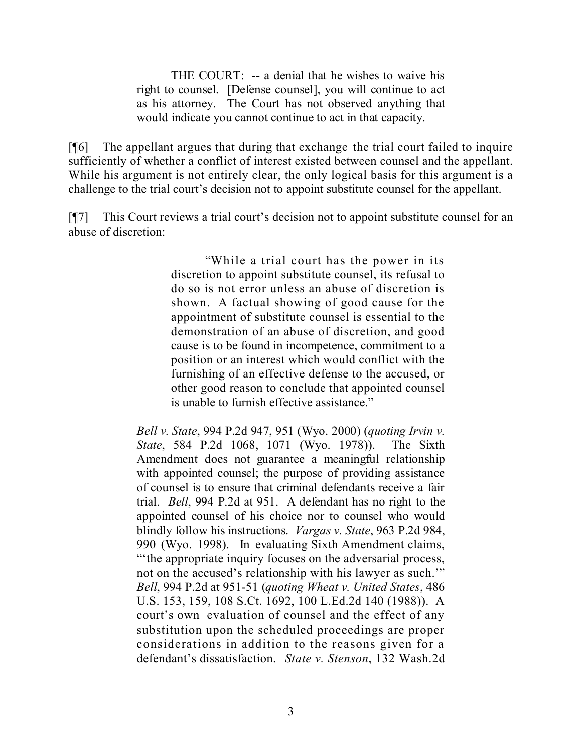> THE COURT: -- a denial that he wishes to waive his right to counsel. [Defense counsel], you will continue to act as his attorney. The Court has not observed anything that would indicate you cannot continue to act in that capacity.

[¶6] The appellant argues that during that exchange the trial court failed to inquire sufficiently of whether a conflict of interest existed between counsel and the appellant. While his argument is not entirely clear, the only logical basis for this argument is a challenge to the trial court's decision not to appoint substitute counsel for the appellant.

[¶7] This Court reviews a trial court's decision not to appoint substitute counsel for an abuse of discretion:

> > "While a trial court has the power in its discretion to appoint substitute counsel, its refusal to do so is not error unless an abuse of discretion is shown. A factual showing of good cause for the appointment of substitute counsel is essential to the demonstration of an abuse of discretion, and good cause is to be found in incompetence, commitment to a position or an interest which would conflict with the furnishing of an effective defense to the accused, or other good reason to conclude that appointed counsel is unable to furnish effective assistance."
>
> *Bell v. State*, 994 P.2d 947, 951 (Wyo. 2000) (*quoting Irvin v. State*, 584 P.2d 1068, 1071 (Wyo. 1978)). The Sixth Amendment does not guarantee a meaningful relationship with appointed counsel; the purpose of providing assistance of counsel is to ensure that criminal defendants receive a fair trial. *Bell*, 994 P.2d at 951. A defendant has no right to the appointed counsel of his choice nor to counsel who would blindly follow his instructions. *Vargas v. State*, 963 P.2d 984, 990 (Wyo. 1998). In evaluating Sixth Amendment claims, "'the appropriate inquiry focuses on the adversarial process, not on the accused's relationship with his lawyer as such.'" *Bell*, 994 P.2d at 951-51 (*quoting Wheat v. United States*, 486 U.S. 153, 159, 108 S.Ct. 1692, 100 L.Ed.2d 140 (1988)). A court's own evaluation of counsel and the effect of any substitution upon the scheduled proceedings are proper considerations in addition to the reasons given for a defendant's dissatisfaction. *State v. Stenson*, 132 Wash.2d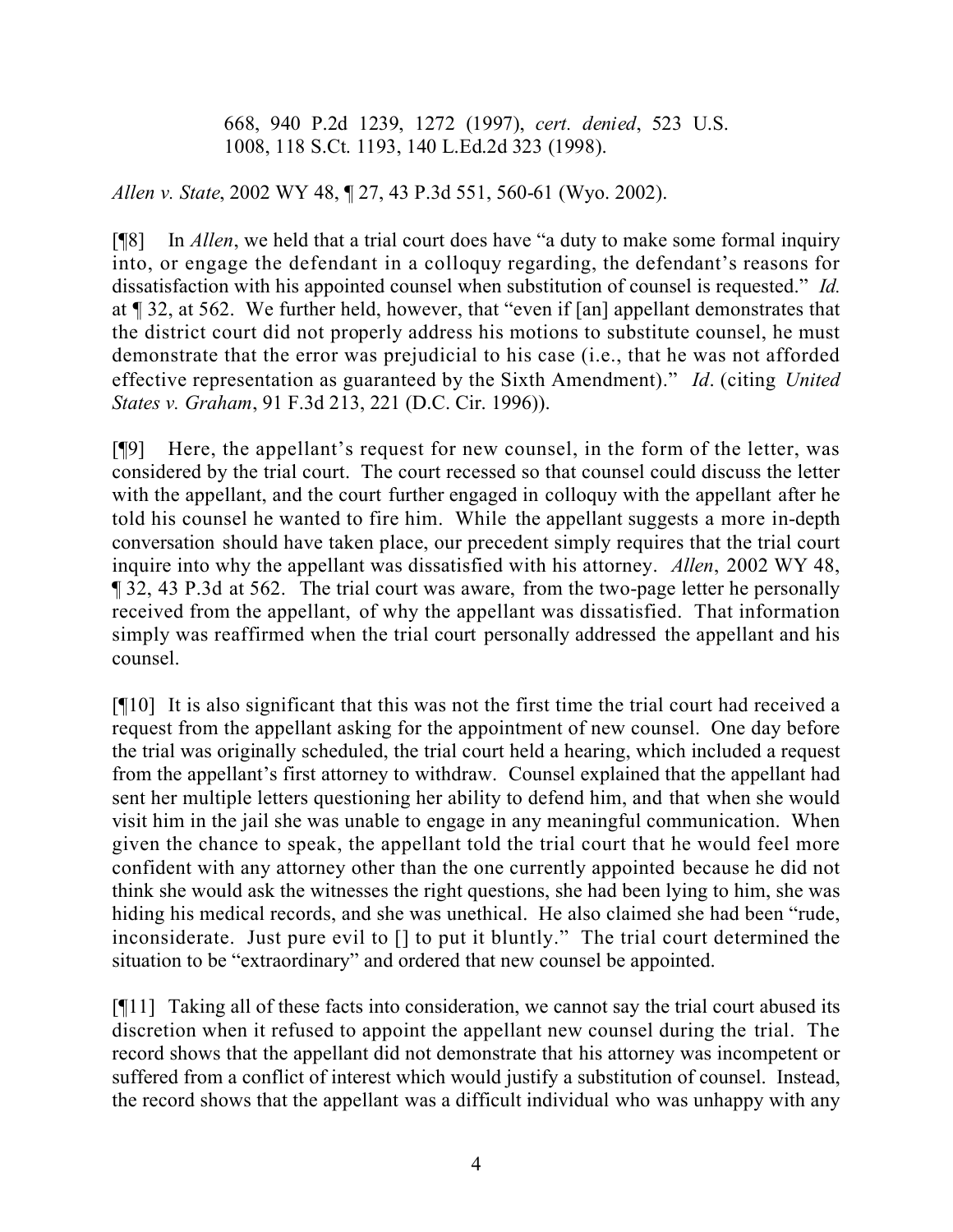> 668, 940 P.2d 1239, 1272 (1997), *cert. denied*, 523 U.S. 1008, 118 S.Ct. 1193, 140 L.Ed.2d 323 (1998).

*Allen v. State*, 2002 WY 48, ¶ 27, 43 P.3d 551, 560-61 (Wyo. 2002).

[¶8] In *Allen*, we held that a trial court does have "a duty to make some formal inquiry into, or engage the defendant in a colloquy regarding, the defendant's reasons for dissatisfaction with his appointed counsel when substitution of counsel is requested." *Id.* at ¶ 32, at 562. We further held, however, that "even if [an] appellant demonstrates that the district court did not properly address his motions to substitute counsel, he must demonstrate that the error was prejudicial to his case (i.e., that he was not afforded effective representation as guaranteed by the Sixth Amendment)." *Id*. (citing *United States v. Graham*, 91 F.3d 213, 221 (D.C. Cir. 1996)).

[¶9] Here, the appellant's request for new counsel, in the form of the letter, was considered by the trial court. The court recessed so that counsel could discuss the letter with the appellant, and the court further engaged in colloquy with the appellant after he told his counsel he wanted to fire him. While the appellant suggests a more in-depth conversation should have taken place, our precedent simply requires that the trial court inquire into why the appellant was dissatisfied with his attorney. *Allen*, 2002 WY 48, ¶ 32, 43 P.3d at 562. The trial court was aware, from the two-page letter he personally received from the appellant, of why the appellant was dissatisfied. That information simply was reaffirmed when the trial court personally addressed the appellant and his counsel.

[¶10] It is also significant that this was not the first time the trial court had received a request from the appellant asking for the appointment of new counsel. One day before the trial was originally scheduled, the trial court held a hearing, which included a request from the appellant's first attorney to withdraw. Counsel explained that the appellant had sent her multiple letters questioning her ability to defend him, and that when she would visit him in the jail she was unable to engage in any meaningful communication. When given the chance to speak, the appellant told the trial court that he would feel more confident with any attorney other than the one currently appointed because he did not think she would ask the witnesses the right questions, she had been lying to him, she was hiding his medical records, and she was unethical. He also claimed she had been "rude, inconsiderate. Just pure evil to [] to put it bluntly." The trial court determined the situation to be "extraordinary" and ordered that new counsel be appointed.

[¶11] Taking all of these facts into consideration, we cannot say the trial court abused its discretion when it refused to appoint the appellant new counsel during the trial. The record shows that the appellant did not demonstrate that his attorney was incompetent or suffered from a conflict of interest which would justify a substitution of counsel. Instead, the record shows that the appellant was a difficult individual who was unhappy with any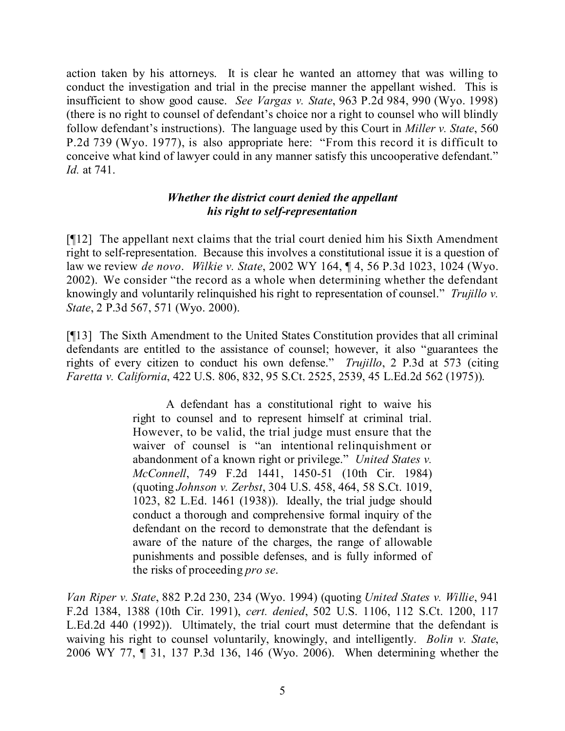action taken by his attorneys. It is clear he wanted an attorney that was willing to conduct the investigation and trial in the precise manner the appellant wished. This is insufficient to show good cause. *See Vargas v. State*, 963 P.2d 984, 990 (Wyo. 1998) (there is no right to counsel of defendant's choice nor a right to counsel who will blindly follow defendant's instructions). The language used by this Court in *Miller v. State*, 560 P.2d 739 (Wyo. 1977), is also appropriate here: "From this record it is difficult to conceive what kind of lawyer could in any manner satisfy this uncooperative defendant." *Id.* at 741.

### *Whether the district court denied the appellant his right to self-representation*

[¶12] The appellant next claims that the trial court denied him his Sixth Amendment right to self-representation. Because this involves a constitutional issue it is a question of law we review *de novo*. *Wilkie v. State*, 2002 WY 164, ¶ 4, 56 P.3d 1023, 1024 (Wyo. 2002). We consider "the record as a whole when determining whether the defendant knowingly and voluntarily relinquished his right to representation of counsel." *Trujillo v. State*, 2 P.3d 567, 571 (Wyo. 2000).

[¶13] The Sixth Amendment to the United States Constitution provides that all criminal defendants are entitled to the assistance of counsel; however, it also "guarantees the rights of every citizen to conduct his own defense." *Trujillo*, 2 P.3d at 573 (citing *Faretta v. California*, 422 U.S. 806, 832, 95 S.Ct. 2525, 2539, 45 L.Ed.2d 562 (1975)).

> A defendant has a constitutional right to waive his right to counsel and to represent himself at criminal trial. However, to be valid, the trial judge must ensure that the waiver of counsel is "an intentional relinquishment or abandonment of a known right or privilege." *United States v. McConnell*, 749 F.2d 1441, 1450-51 (10th Cir. 1984) (quoting *Johnson v. Zerbst*, 304 U.S. 458, 464, 58 S.Ct. 1019, 1023, 82 L.Ed. 1461 (1938)). Ideally, the trial judge should conduct a thorough and comprehensive formal inquiry of the defendant on the record to demonstrate that the defendant is aware of the nature of the charges, the range of allowable punishments and possible defenses, and is fully informed of the risks of proceeding *pro se*.

*Van Riper v. State*, 882 P.2d 230, 234 (Wyo. 1994) (quoting *United States v. Willie*, 941 F.2d 1384, 1388 (10th Cir. 1991), *cert. denied*, 502 U.S. 1106, 112 S.Ct. 1200, 117 L.Ed.2d 440 (1992)). Ultimately, the trial court must determine that the defendant is waiving his right to counsel voluntarily, knowingly, and intelligently. *Bolin v. State*, 2006 WY 77, ¶ 31, 137 P.3d 136, 146 (Wyo. 2006). When determining whether the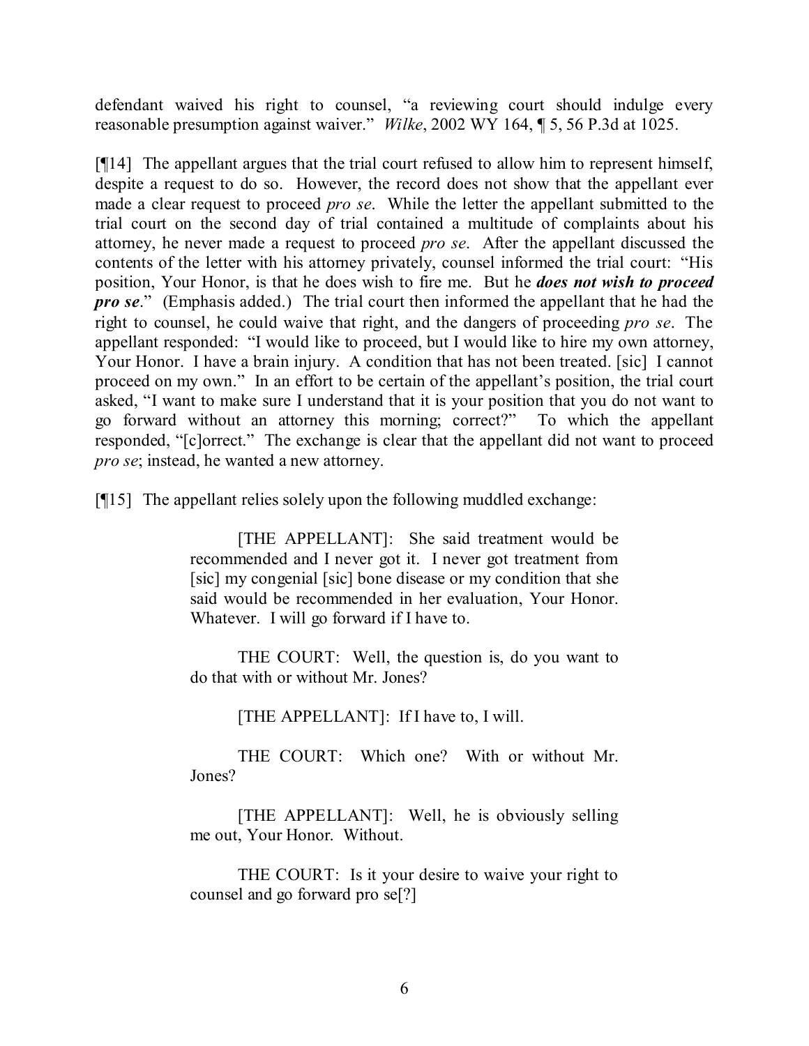defendant waived his right to counsel, "a reviewing court should indulge every reasonable presumption against waiver." *Wilke*, 2002 WY 164, ¶ 5, 56 P.3d at 1025.

[¶14] The appellant argues that the trial court refused to allow him to represent himself, despite a request to do so. However, the record does not show that the appellant ever made a clear request to proceed *pro se*. While the letter the appellant submitted to the trial court on the second day of trial contained a multitude of complaints about his attorney, he never made a request to proceed *pro se*. After the appellant discussed the contents of the letter with his attorney privately, counsel informed the trial court: "His position, Your Honor, is that he does wish to fire me. But he ***does not wish to proceed pro se***." (Emphasis added.) The trial court then informed the appellant that he had the right to counsel, he could waive that right, and the dangers of proceeding *pro se*. The appellant responded: "I would like to proceed, but I would like to hire my own attorney, Your Honor. I have a brain injury. A condition that has not been treated. [sic] I cannot proceed on my own." In an effort to be certain of the appellant's position, the trial court asked, "I want to make sure I understand that it is your position that you do not want to go forward without an attorney this morning; correct?" To which the appellant responded, "[c]orrect." The exchange is clear that the appellant did not want to proceed *pro se*; instead, he wanted a new attorney.

[¶15] The appellant relies solely upon the following muddled exchange:

> [THE APPELLANT]: She said treatment would be recommended and I never got it. I never got treatment from [sic] my congenial [sic] bone disease or my condition that she said would be recommended in her evaluation, Your Honor. Whatever. I will go forward if I have to.
>
> THE COURT: Well, the question is, do you want to do that with or without Mr. Jones?
>
> [THE APPELLANT]: If I have to, I will.
>
> THE COURT: Which one? With or without Mr. Jones?
>
> [THE APPELLANT]: Well, he is obviously selling me out, Your Honor. Without.
>
> THE COURT: Is it your desire to waive your right to counsel and go forward pro se[?]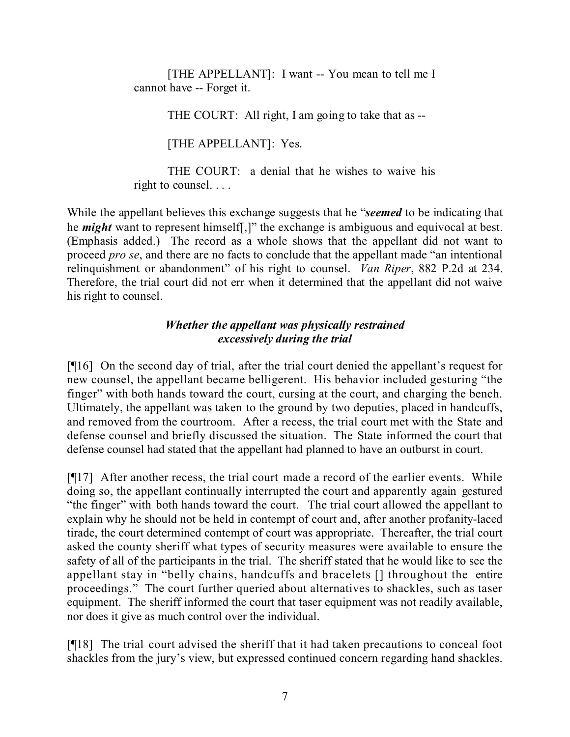> [THE APPELLANT]: I want -- You mean to tell me I cannot have -- Forget it.
>
> THE COURT: All right, I am going to take that as --
>
> [THE APPELLANT]: Yes.
>
> THE COURT: a denial that he wishes to waive his right to counsel. . . .

While the appellant believes this exchange suggests that he "***seemed*** to be indicating that he ***might*** want to represent himself[,]" the exchange is ambiguous and equivocal at best. (Emphasis added.) The record as a whole shows that the appellant did not want to proceed *pro se*, and there are no facts to conclude that the appellant made "an intentional relinquishment or abandonment" of his right to counsel. *Van Riper*, 882 P.2d at 234. Therefore, the trial court did not err when it determined that the appellant did not waive his right to counsel.

### *Whether the appellant was physically restrained excessively during the trial*

[¶16] On the second day of trial, after the trial court denied the appellant's request for new counsel, the appellant became belligerent. His behavior included gesturing "the finger" with both hands toward the court, cursing at the court, and charging the bench. Ultimately, the appellant was taken to the ground by two deputies, placed in handcuffs, and removed from the courtroom. After a recess, the trial court met with the State and defense counsel and briefly discussed the situation. The State informed the court that defense counsel had stated that the appellant had planned to have an outburst in court.

[¶17] After another recess, the trial court made a record of the earlier events. While doing so, the appellant continually interrupted the court and apparently again gestured "the finger" with both hands toward the court. The trial court allowed the appellant to explain why he should not be held in contempt of court and, after another profanity-laced tirade, the court determined contempt of court was appropriate. Thereafter, the trial court asked the county sheriff what types of security measures were available to ensure the safety of all of the participants in the trial. The sheriff stated that he would like to see the appellant stay in "belly chains, handcuffs and bracelets [] throughout the entire proceedings." The court further queried about alternatives to shackles, such as taser equipment. The sheriff informed the court that taser equipment was not readily available, nor does it give as much control over the individual.

[¶18] The trial court advised the sheriff that it had taken precautions to conceal foot shackles from the jury's view, but expressed continued concern regarding hand shackles.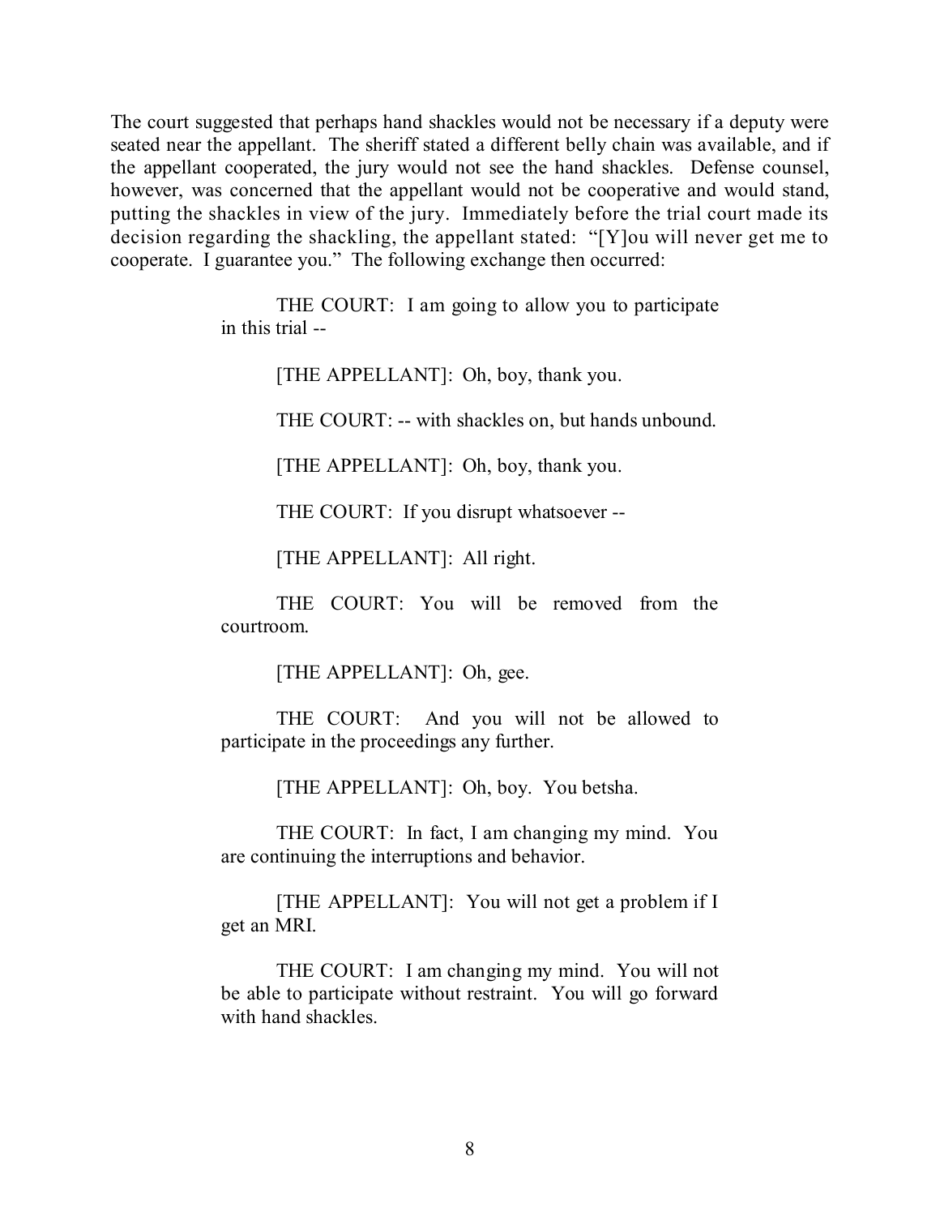The court suggested that perhaps hand shackles would not be necessary if a deputy were seated near the appellant. The sheriff stated a different belly chain was available, and if the appellant cooperated, the jury would not see the hand shackles. Defense counsel, however, was concerned that the appellant would not be cooperative and would stand, putting the shackles in view of the jury. Immediately before the trial court made its decision regarding the shackling, the appellant stated: "[Y]ou will never get me to cooperate. I guarantee you." The following exchange then occurred:

> THE COURT: I am going to allow you to participate in this trial --
>
> [THE APPELLANT]: Oh, boy, thank you.
>
> THE COURT: -- with shackles on, but hands unbound.
>
> [THE APPELLANT]: Oh, boy, thank you.
>
> THE COURT: If you disrupt whatsoever --
>
> [THE APPELLANT]: All right.
>
> THE COURT: You will be removed from the courtroom.
>
> [THE APPELLANT]: Oh, gee.
>
> THE COURT: And you will not be allowed to participate in the proceedings any further.
>
> [THE APPELLANT]: Oh, boy. You betsha.
>
> THE COURT: In fact, I am changing my mind. You are continuing the interruptions and behavior.
>
> [THE APPELLANT]: You will not get a problem if I get an MRI.
>
> THE COURT: I am changing my mind. You will not be able to participate without restraint. You will go forward with hand shackles.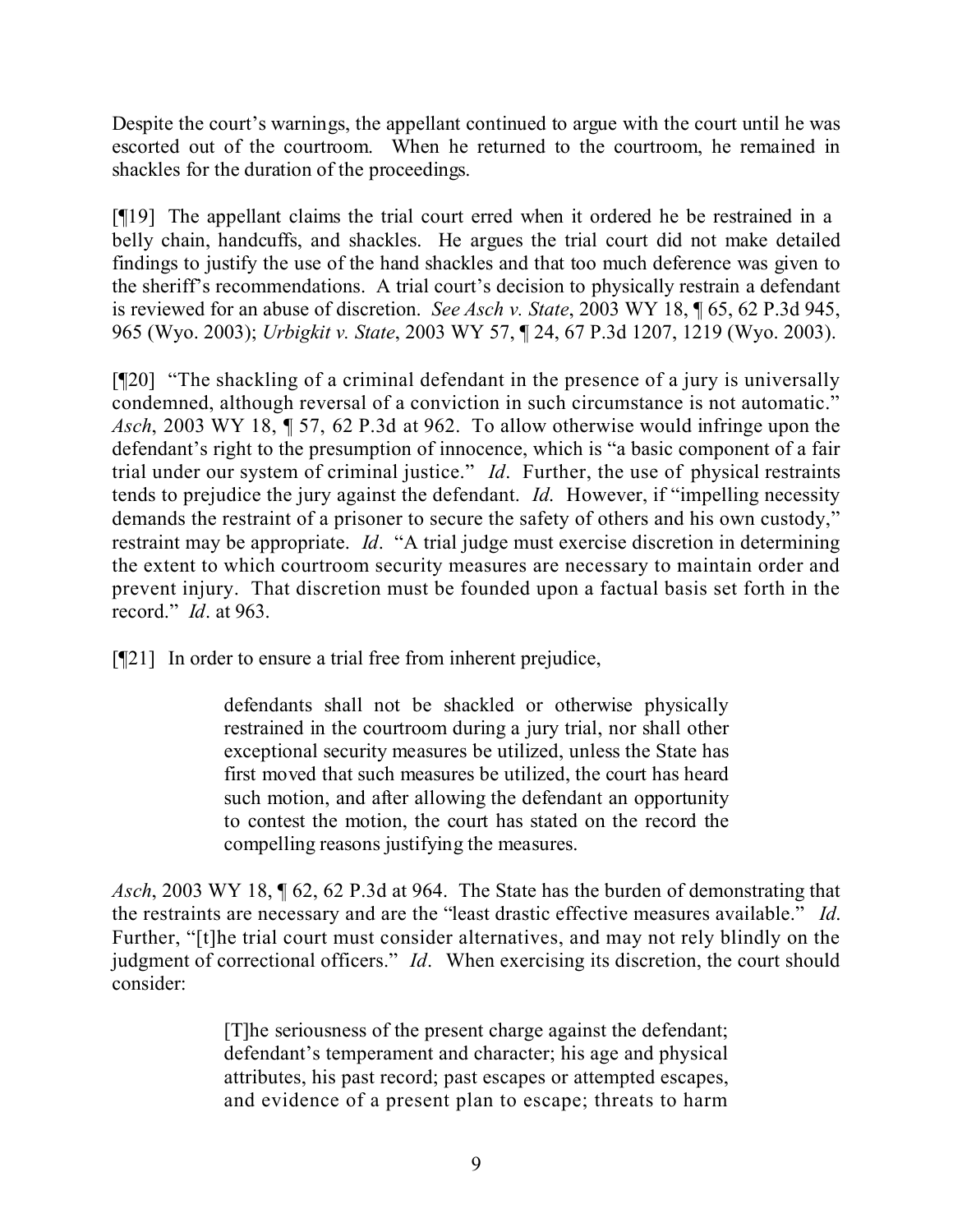Despite the court's warnings, the appellant continued to argue with the court until he was escorted out of the courtroom. When he returned to the courtroom, he remained in shackles for the duration of the proceedings.

[¶19] The appellant claims the trial court erred when it ordered he be restrained in a belly chain, handcuffs, and shackles. He argues the trial court did not make detailed findings to justify the use of the hand shackles and that too much deference was given to the sheriff's recommendations. A trial court's decision to physically restrain a defendant is reviewed for an abuse of discretion. *See Asch v. State*, 2003 WY 18, ¶ 65, 62 P.3d 945, 965 (Wyo. 2003); *Urbigkit v. State*, 2003 WY 57, ¶ 24, 67 P.3d 1207, 1219 (Wyo. 2003).

[¶20] "The shackling of a criminal defendant in the presence of a jury is universally condemned, although reversal of a conviction in such circumstance is not automatic." *Asch*, 2003 WY 18, ¶ 57, 62 P.3d at 962. To allow otherwise would infringe upon the defendant's right to the presumption of innocence, which is "a basic component of a fair trial under our system of criminal justice." *Id*. Further, the use of physical restraints tends to prejudice the jury against the defendant. *Id*. However, if "impelling necessity demands the restraint of a prisoner to secure the safety of others and his own custody," restraint may be appropriate. *Id*. "A trial judge must exercise discretion in determining the extent to which courtroom security measures are necessary to maintain order and prevent injury. That discretion must be founded upon a factual basis set forth in the record." *Id*. at 963.

[¶21] In order to ensure a trial free from inherent prejudice,

> defendants shall not be shackled or otherwise physically restrained in the courtroom during a jury trial, nor shall other exceptional security measures be utilized, unless the State has first moved that such measures be utilized, the court has heard such motion, and after allowing the defendant an opportunity to contest the motion, the court has stated on the record the compelling reasons justifying the measures.

*Asch*, 2003 WY 18, ¶ 62, 62 P.3d at 964. The State has the burden of demonstrating that the restraints are necessary and are the "least drastic effective measures available." *Id*. Further, "[t]he trial court must consider alternatives, and may not rely blindly on the judgment of correctional officers." *Id*. When exercising its discretion, the court should consider:

> [T]he seriousness of the present charge against the defendant; defendant's temperament and character; his age and physical attributes, his past record; past escapes or attempted escapes, and evidence of a present plan to escape; threats to harm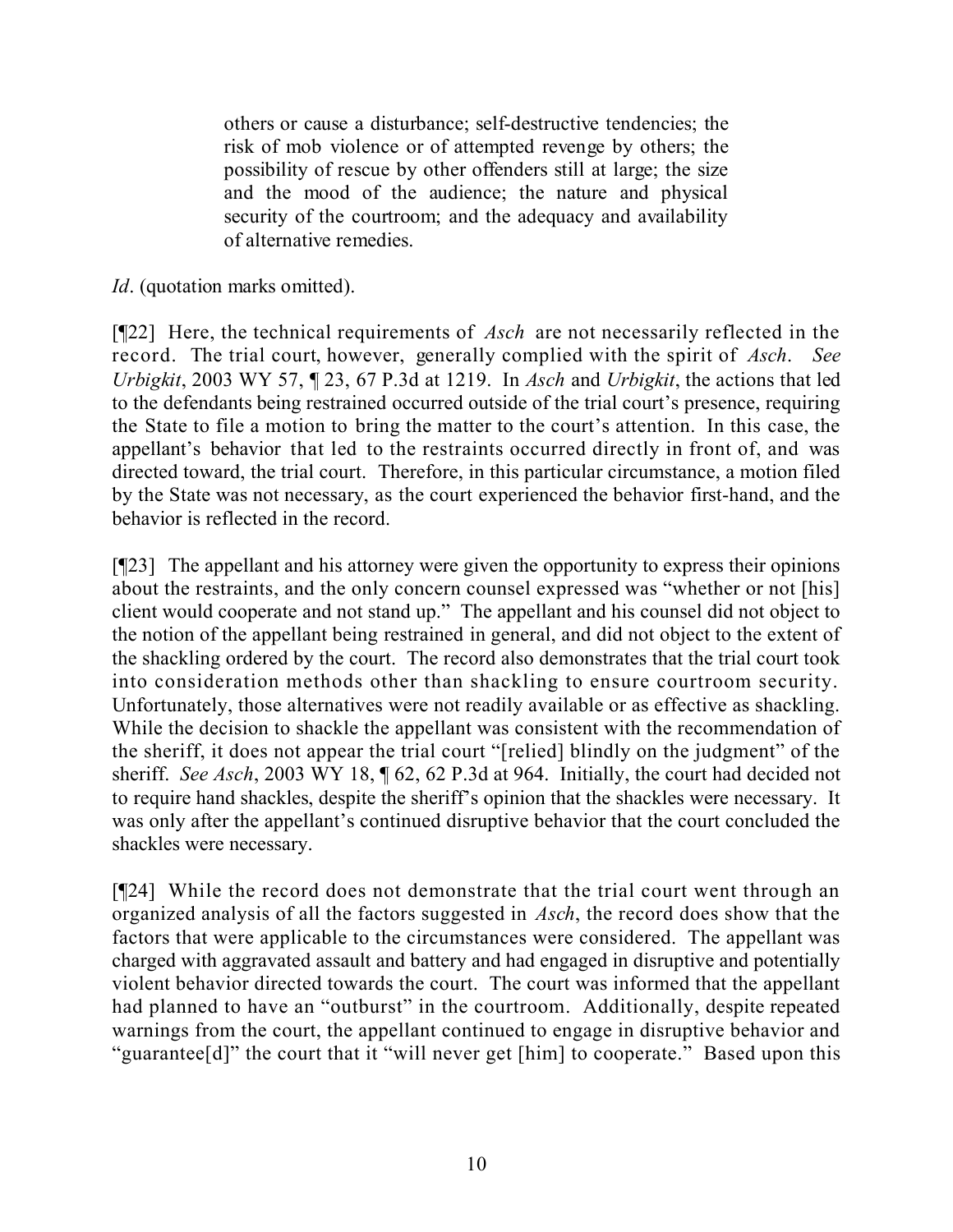> others or cause a disturbance; self-destructive tendencies; the risk of mob violence or of attempted revenge by others; the possibility of rescue by other offenders still at large; the size and the mood of the audience; the nature and physical security of the courtroom; and the adequacy and availability of alternative remedies.

*Id*. (quotation marks omitted).

[¶22] Here, the technical requirements of *Asch* are not necessarily reflected in the record. The trial court, however, generally complied with the spirit of *Asch*. *See Urbigkit*, 2003 WY 57, ¶ 23, 67 P.3d at 1219. In *Asch* and *Urbigkit*, the actions that led to the defendants being restrained occurred outside of the trial court's presence, requiring the State to file a motion to bring the matter to the court's attention. In this case, the appellant's behavior that led to the restraints occurred directly in front of, and was directed toward, the trial court. Therefore, in this particular circumstance, a motion filed by the State was not necessary, as the court experienced the behavior first-hand, and the behavior is reflected in the record.

[¶23] The appellant and his attorney were given the opportunity to express their opinions about the restraints, and the only concern counsel expressed was "whether or not [his] client would cooperate and not stand up." The appellant and his counsel did not object to the notion of the appellant being restrained in general, and did not object to the extent of the shackling ordered by the court. The record also demonstrates that the trial court took into consideration methods other than shackling to ensure courtroom security. Unfortunately, those alternatives were not readily available or as effective as shackling. While the decision to shackle the appellant was consistent with the recommendation of the sheriff, it does not appear the trial court "[relied] blindly on the judgment" of the sheriff. *See Asch*, 2003 WY 18, ¶ 62, 62 P.3d at 964. Initially, the court had decided not to require hand shackles, despite the sheriff's opinion that the shackles were necessary. It was only after the appellant's continued disruptive behavior that the court concluded the shackles were necessary.

[¶24] While the record does not demonstrate that the trial court went through an organized analysis of all the factors suggested in *Asch*, the record does show that the factors that were applicable to the circumstances were considered. The appellant was charged with aggravated assault and battery and had engaged in disruptive and potentially violent behavior directed towards the court. The court was informed that the appellant had planned to have an "outburst" in the courtroom. Additionally, despite repeated warnings from the court, the appellant continued to engage in disruptive behavior and "guarantee[d]" the court that it "will never get [him] to cooperate." Based upon this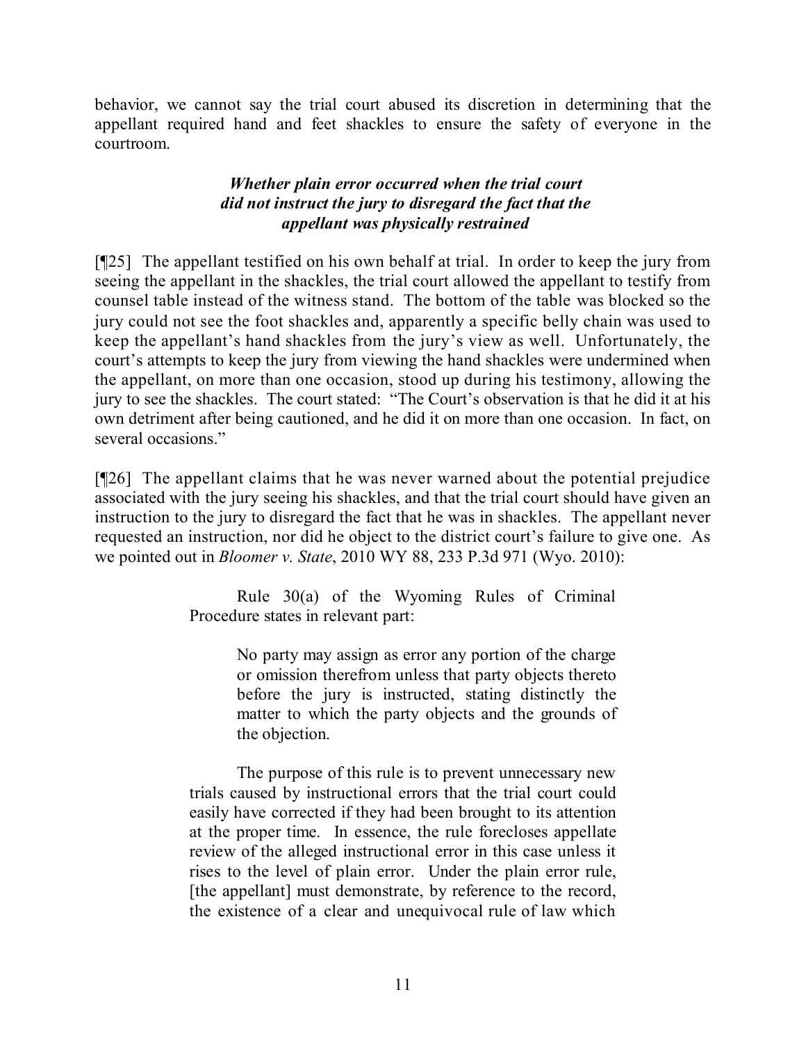behavior, we cannot say the trial court abused its discretion in determining that the appellant required hand and feet shackles to ensure the safety of everyone in the courtroom.

### *Whether plain error occurred when the trial court did not instruct the jury to disregard the fact that the appellant was physically restrained*

[¶25] The appellant testified on his own behalf at trial. In order to keep the jury from seeing the appellant in the shackles, the trial court allowed the appellant to testify from counsel table instead of the witness stand. The bottom of the table was blocked so the jury could not see the foot shackles and, apparently a specific belly chain was used to keep the appellant's hand shackles from the jury's view as well. Unfortunately, the court's attempts to keep the jury from viewing the hand shackles were undermined when the appellant, on more than one occasion, stood up during his testimony, allowing the jury to see the shackles. The court stated: "The Court's observation is that he did it at his own detriment after being cautioned, and he did it on more than one occasion. In fact, on several occasions."

[¶26] The appellant claims that he was never warned about the potential prejudice associated with the jury seeing his shackles, and that the trial court should have given an instruction to the jury to disregard the fact that he was in shackles. The appellant never requested an instruction, nor did he object to the district court's failure to give one. As we pointed out in *Bloomer v. State*, 2010 WY 88, 233 P.3d 971 (Wyo. 2010):

> Rule 30(a) of the Wyoming Rules of Criminal Procedure states in relevant part:
>
> > No party may assign as error any portion of the charge or omission therefrom unless that party objects thereto before the jury is instructed, stating distinctly the matter to which the party objects and the grounds of the objection.
>
> The purpose of this rule is to prevent unnecessary new trials caused by instructional errors that the trial court could easily have corrected if they had been brought to its attention at the proper time. In essence, the rule forecloses appellate review of the alleged instructional error in this case unless it rises to the level of plain error. Under the plain error rule, [the appellant] must demonstrate, by reference to the record, the existence of a clear and unequivocal rule of law which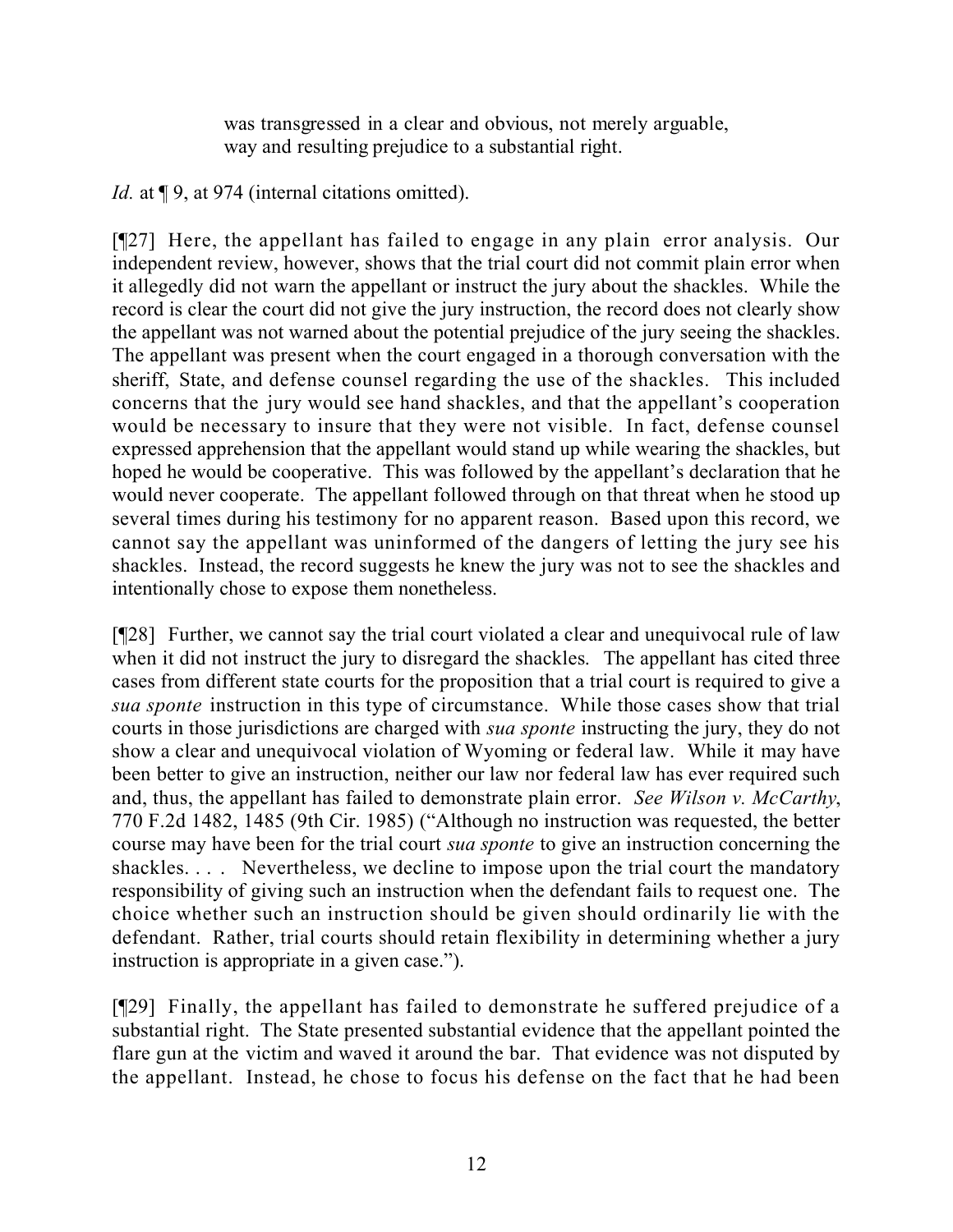> was transgressed in a clear and obvious, not merely arguable, way and resulting prejudice to a substantial right.

*Id.* at ¶ 9, at 974 (internal citations omitted).

[¶27] Here, the appellant has failed to engage in any plain error analysis. Our independent review, however, shows that the trial court did not commit plain error when it allegedly did not warn the appellant or instruct the jury about the shackles. While the record is clear the court did not give the jury instruction, the record does not clearly show the appellant was not warned about the potential prejudice of the jury seeing the shackles. The appellant was present when the court engaged in a thorough conversation with the sheriff, State, and defense counsel regarding the use of the shackles. This included concerns that the jury would see hand shackles, and that the appellant's cooperation would be necessary to insure that they were not visible. In fact, defense counsel expressed apprehension that the appellant would stand up while wearing the shackles, but hoped he would be cooperative. This was followed by the appellant's declaration that he would never cooperate. The appellant followed through on that threat when he stood up several times during his testimony for no apparent reason. Based upon this record, we cannot say the appellant was uninformed of the dangers of letting the jury see his shackles. Instead, the record suggests he knew the jury was not to see the shackles and intentionally chose to expose them nonetheless.

[¶28] Further, we cannot say the trial court violated a clear and unequivocal rule of law when it did not instruct the jury to disregard the shackles. The appellant has cited three cases from different state courts for the proposition that a trial court is required to give a *sua sponte* instruction in this type of circumstance. While those cases show that trial courts in those jurisdictions are charged with *sua sponte* instructing the jury, they do not show a clear and unequivocal violation of Wyoming or federal law. While it may have been better to give an instruction, neither our law nor federal law has ever required such and, thus, the appellant has failed to demonstrate plain error. *See Wilson v. McCarthy*, 770 F.2d 1482, 1485 (9th Cir. 1985) ("Although no instruction was requested, the better course may have been for the trial court *sua sponte* to give an instruction concerning the shackles. . . . Nevertheless, we decline to impose upon the trial court the mandatory responsibility of giving such an instruction when the defendant fails to request one. The choice whether such an instruction should be given should ordinarily lie with the defendant. Rather, trial courts should retain flexibility in determining whether a jury instruction is appropriate in a given case.").

[¶29] Finally, the appellant has failed to demonstrate he suffered prejudice of a substantial right. The State presented substantial evidence that the appellant pointed the flare gun at the victim and waved it around the bar. That evidence was not disputed by the appellant. Instead, he chose to focus his defense on the fact that he had been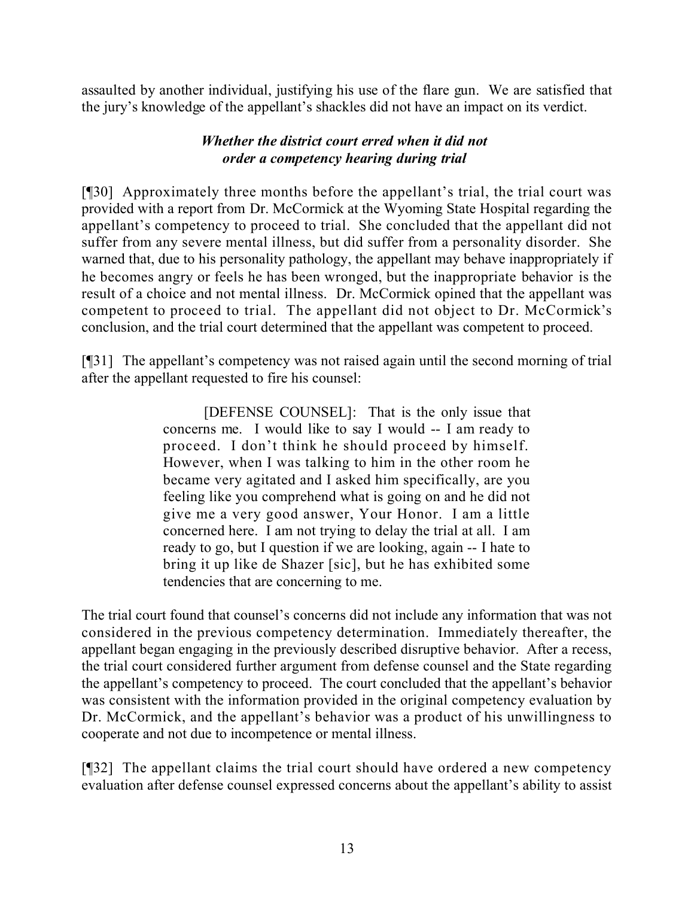assaulted by another individual, justifying his use of the flare gun. We are satisfied that the jury's knowledge of the appellant's shackles did not have an impact on its verdict.

### *Whether the district court erred when it did not order a competency hearing during trial*

[¶30] Approximately three months before the appellant's trial, the trial court was provided with a report from Dr. McCormick at the Wyoming State Hospital regarding the appellant's competency to proceed to trial. She concluded that the appellant did not suffer from any severe mental illness, but did suffer from a personality disorder. She warned that, due to his personality pathology, the appellant may behave inappropriately if he becomes angry or feels he has been wronged, but the inappropriate behavior is the result of a choice and not mental illness. Dr. McCormick opined that the appellant was competent to proceed to trial. The appellant did not object to Dr. McCormick's conclusion, and the trial court determined that the appellant was competent to proceed.

[¶31] The appellant's competency was not raised again until the second morning of trial after the appellant requested to fire his counsel:

> [DEFENSE COUNSEL]: That is the only issue that concerns me. I would like to say I would -- I am ready to proceed. I don't think he should proceed by himself. However, when I was talking to him in the other room he became very agitated and I asked him specifically, are you feeling like you comprehend what is going on and he did not give me a very good answer, Your Honor. I am a little concerned here. I am not trying to delay the trial at all. I am ready to go, but I question if we are looking, again -- I hate to bring it up like de Shazer [sic], but he has exhibited some tendencies that are concerning to me.

The trial court found that counsel's concerns did not include any information that was not considered in the previous competency determination. Immediately thereafter, the appellant began engaging in the previously described disruptive behavior. After a recess, the trial court considered further argument from defense counsel and the State regarding the appellant's competency to proceed. The court concluded that the appellant's behavior was consistent with the information provided in the original competency evaluation by Dr. McCormick, and the appellant's behavior was a product of his unwillingness to cooperate and not due to incompetence or mental illness.

[¶32] The appellant claims the trial court should have ordered a new competency evaluation after defense counsel expressed concerns about the appellant's ability to assist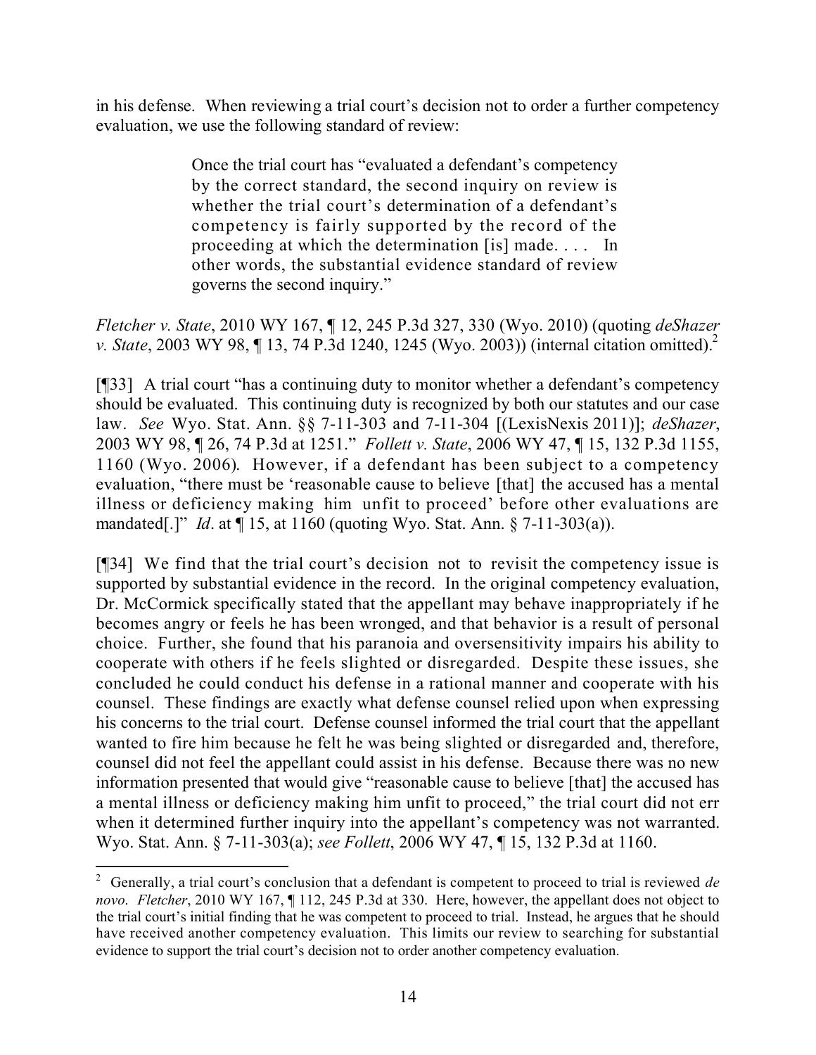in his defense. When reviewing a trial court's decision not to order a further competency evaluation, we use the following standard of review:

> Once the trial court has "evaluated a defendant's competency by the correct standard, the second inquiry on review is whether the trial court's determination of a defendant's competency is fairly supported by the record of the proceeding at which the determination [is] made. . . . In other words, the substantial evidence standard of review governs the second inquiry."

*Fletcher v. State*, 2010 WY 167, ¶ 12, 245 P.3d 327, 330 (Wyo. 2010) (quoting *deShazer v. State*, 2003 WY 98, ¶ 13, 74 P.3d 1240, 1245 (Wyo. 2003)) (internal citation omitted).[2]

[¶33] A trial court "has a continuing duty to monitor whether a defendant's competency should be evaluated. This continuing duty is recognized by both our statutes and our case law. *See* Wyo. Stat. Ann. §§ 7-11-303 and 7-11-304 [(LexisNexis 2011)]; *deShazer*, 2003 WY 98, ¶ 26, 74 P.3d at 1251." *Follett v. State*, 2006 WY 47, ¶ 15, 132 P.3d 1155, 1160 (Wyo. 2006). However, if a defendant has been subject to a competency evaluation, "there must be 'reasonable cause to believe [that] the accused has a mental illness or deficiency making him unfit to proceed' before other evaluations are mandated[.]" *Id*. at ¶ 15, at 1160 (quoting Wyo. Stat. Ann. § 7-11-303(a)).

[¶34] We find that the trial court's decision not to revisit the competency issue is supported by substantial evidence in the record. In the original competency evaluation, Dr. McCormick specifically stated that the appellant may behave inappropriately if he becomes angry or feels he has been wronged, and that behavior is a result of personal choice. Further, she found that his paranoia and oversensitivity impairs his ability to cooperate with others if he feels slighted or disregarded. Despite these issues, she concluded he could conduct his defense in a rational manner and cooperate with his counsel. These findings are exactly what defense counsel relied upon when expressing his concerns to the trial court. Defense counsel informed the trial court that the appellant wanted to fire him because he felt he was being slighted or disregarded and, therefore, counsel did not feel the appellant could assist in his defense. Because there was no new information presented that would give "reasonable cause to believe [that] the accused has a mental illness or deficiency making him unfit to proceed," the trial court did not err when it determined further inquiry into the appellant's competency was not warranted. Wyo. Stat. Ann. § 7-11-303(a); *see Follett*, 2006 WY 47, ¶ 15, 132 P.3d at 1160.

---

[2] Generally, a trial court's conclusion that a defendant is competent to proceed to trial is reviewed *de novo*. *Fletcher*, 2010 WY 167, ¶ 112, 245 P.3d at 330. Here, however, the appellant does not object to the trial court's initial finding that he was competent to proceed to trial. Instead, he argues that he should have received another competency evaluation. This limits our review to searching for substantial evidence to support the trial court's decision not to order another competency evaluation.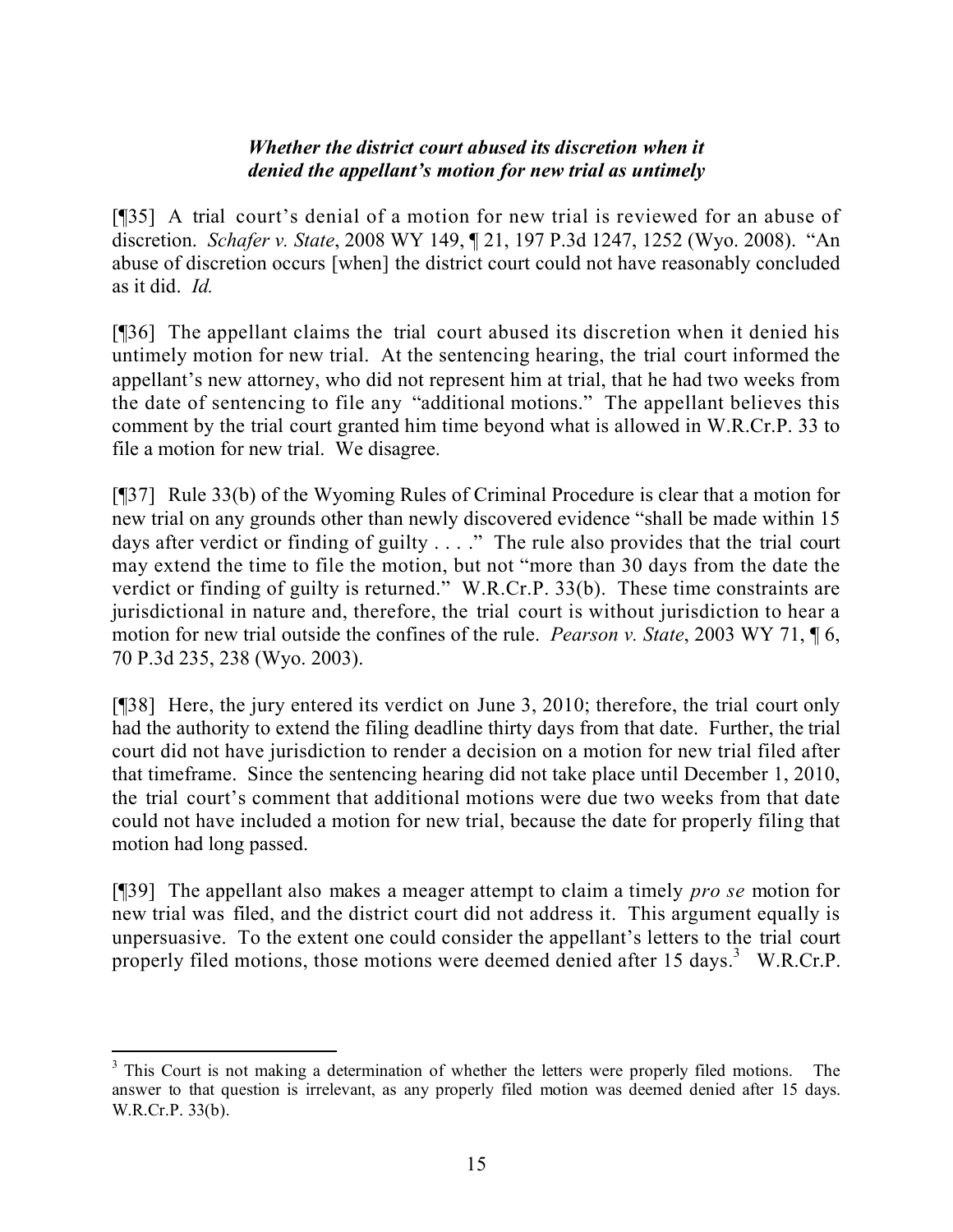### *Whether the district court abused its discretion when it denied the appellant's motion for new trial as untimely*

[¶35] A trial court's denial of a motion for new trial is reviewed for an abuse of discretion. *Schafer v. State*, 2008 WY 149, ¶ 21, 197 P.3d 1247, 1252 (Wyo. 2008). "An abuse of discretion occurs [when] the district court could not have reasonably concluded as it did. *Id.*

[¶36] The appellant claims the trial court abused its discretion when it denied his untimely motion for new trial. At the sentencing hearing, the trial court informed the appellant's new attorney, who did not represent him at trial, that he had two weeks from the date of sentencing to file any "additional motions." The appellant believes this comment by the trial court granted him time beyond what is allowed in W.R.Cr.P. 33 to file a motion for new trial. We disagree.

[¶37] Rule 33(b) of the Wyoming Rules of Criminal Procedure is clear that a motion for new trial on any grounds other than newly discovered evidence "shall be made within 15 days after verdict or finding of guilty . . . ." The rule also provides that the trial court may extend the time to file the motion, but not "more than 30 days from the date the verdict or finding of guilty is returned." W.R.Cr.P. 33(b). These time constraints are jurisdictional in nature and, therefore, the trial court is without jurisdiction to hear a motion for new trial outside the confines of the rule. *Pearson v. State*, 2003 WY 71, ¶ 6, 70 P.3d 235, 238 (Wyo. 2003).

[¶38] Here, the jury entered its verdict on June 3, 2010; therefore, the trial court only had the authority to extend the filing deadline thirty days from that date. Further, the trial court did not have jurisdiction to render a decision on a motion for new trial filed after that timeframe. Since the sentencing hearing did not take place until December 1, 2010, the trial court's comment that additional motions were due two weeks from that date could not have included a motion for new trial, because the date for properly filing that motion had long passed.

[¶39] The appellant also makes a meager attempt to claim a timely *pro se* motion for new trial was filed, and the district court did not address it. This argument equally is unpersuasive. To the extent one could consider the appellant's letters to the trial court properly filed motions, those motions were deemed denied after 15 days.[3] W.R.Cr.P.

---

[3] This Court is not making a determination of whether the letters were properly filed motions. The answer to that question is irrelevant, as any properly filed motion was deemed denied after 15 days. W.R.Cr.P. 33(b).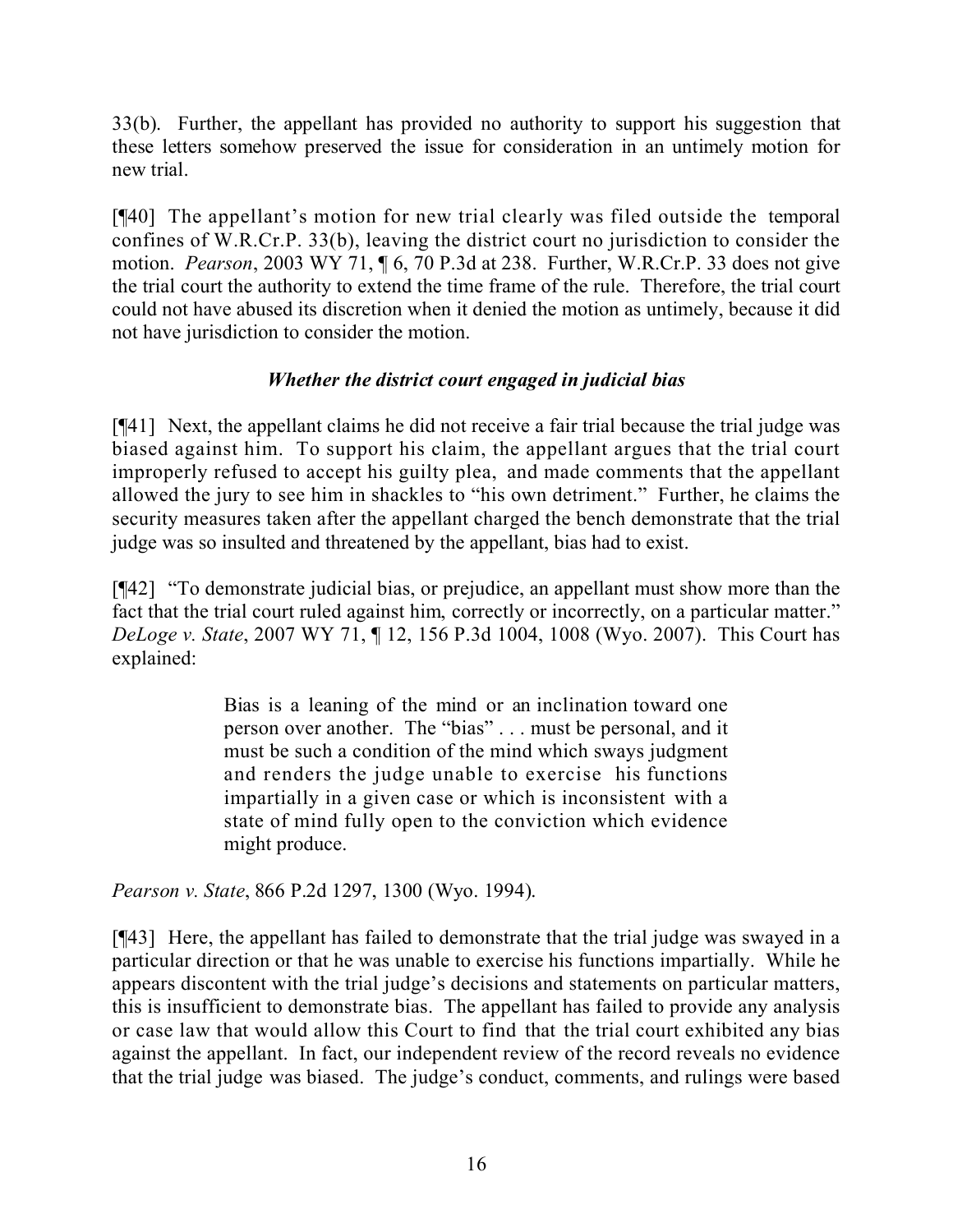33(b). Further, the appellant has provided no authority to support his suggestion that these letters somehow preserved the issue for consideration in an untimely motion for new trial.

[¶40] The appellant's motion for new trial clearly was filed outside the temporal confines of W.R.Cr.P. 33(b), leaving the district court no jurisdiction to consider the motion. *Pearson*, 2003 WY 71, ¶ 6, 70 P.3d at 238. Further, W.R.Cr.P. 33 does not give the trial court the authority to extend the time frame of the rule. Therefore, the trial court could not have abused its discretion when it denied the motion as untimely, because it did not have jurisdiction to consider the motion.

### *Whether the district court engaged in judicial bias*

[¶41] Next, the appellant claims he did not receive a fair trial because the trial judge was biased against him. To support his claim, the appellant argues that the trial court improperly refused to accept his guilty plea, and made comments that the appellant allowed the jury to see him in shackles to "his own detriment." Further, he claims the security measures taken after the appellant charged the bench demonstrate that the trial judge was so insulted and threatened by the appellant, bias had to exist.

[¶42] "To demonstrate judicial bias, or prejudice, an appellant must show more than the fact that the trial court ruled against him, correctly or incorrectly, on a particular matter." *DeLoge v. State*, 2007 WY 71, ¶ 12, 156 P.3d 1004, 1008 (Wyo. 2007). This Court has explained:

> Bias is a leaning of the mind or an inclination toward one person over another. The "bias" . . . must be personal, and it must be such a condition of the mind which sways judgment and renders the judge unable to exercise his functions impartially in a given case or which is inconsistent with a state of mind fully open to the conviction which evidence might produce.

*Pearson v. State*, 866 P.2d 1297, 1300 (Wyo. 1994).

[¶43] Here, the appellant has failed to demonstrate that the trial judge was swayed in a particular direction or that he was unable to exercise his functions impartially. While he appears discontent with the trial judge's decisions and statements on particular matters, this is insufficient to demonstrate bias. The appellant has failed to provide any analysis or case law that would allow this Court to find that the trial court exhibited any bias against the appellant. In fact, our independent review of the record reveals no evidence that the trial judge was biased. The judge's conduct, comments, and rulings were based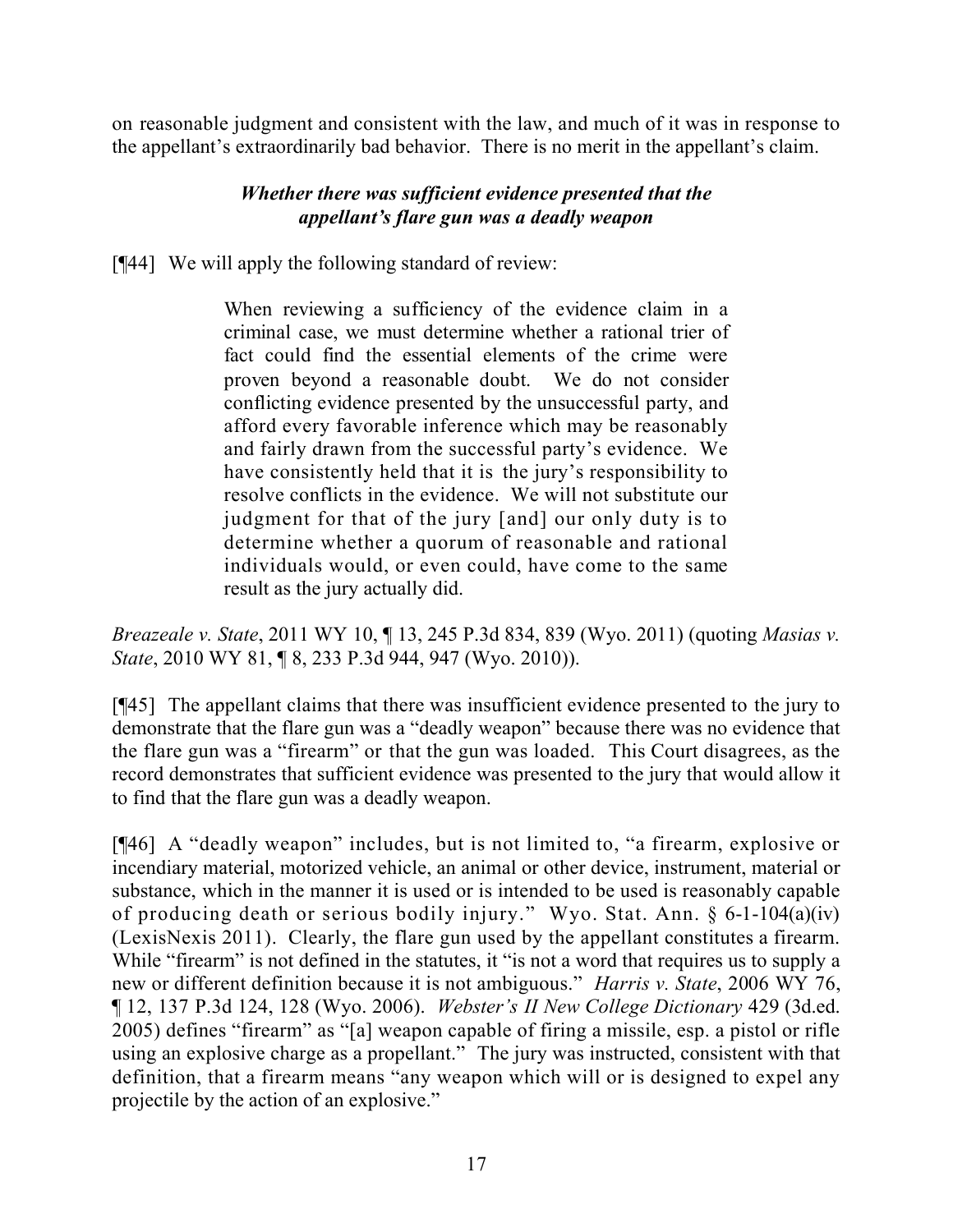on reasonable judgment and consistent with the law, and much of it was in response to the appellant's extraordinarily bad behavior. There is no merit in the appellant's claim.

### *Whether there was sufficient evidence presented that the appellant's flare gun was a deadly weapon*

[¶44] We will apply the following standard of review:

> When reviewing a sufficiency of the evidence claim in a criminal case, we must determine whether a rational trier of fact could find the essential elements of the crime were proven beyond a reasonable doubt. We do not consider conflicting evidence presented by the unsuccessful party, and afford every favorable inference which may be reasonably and fairly drawn from the successful party's evidence. We have consistently held that it is the jury's responsibility to resolve conflicts in the evidence. We will not substitute our judgment for that of the jury [and] our only duty is to determine whether a quorum of reasonable and rational individuals would, or even could, have come to the same result as the jury actually did.

*Breazeale v. State*, 2011 WY 10, ¶ 13, 245 P.3d 834, 839 (Wyo. 2011) (quoting *Masias v. State*, 2010 WY 81, ¶ 8, 233 P.3d 944, 947 (Wyo. 2010)).

[¶45] The appellant claims that there was insufficient evidence presented to the jury to demonstrate that the flare gun was a "deadly weapon" because there was no evidence that the flare gun was a "firearm" or that the gun was loaded. This Court disagrees, as the record demonstrates that sufficient evidence was presented to the jury that would allow it to find that the flare gun was a deadly weapon.

[¶46] A "deadly weapon" includes, but is not limited to, "a firearm, explosive or incendiary material, motorized vehicle, an animal or other device, instrument, material or substance, which in the manner it is used or is intended to be used is reasonably capable of producing death or serious bodily injury." Wyo. Stat. Ann. § 6-1-104(a)(iv) (LexisNexis 2011). Clearly, the flare gun used by the appellant constitutes a firearm. While "firearm" is not defined in the statutes, it "is not a word that requires us to supply a new or different definition because it is not ambiguous." *Harris v. State*, 2006 WY 76, ¶ 12, 137 P.3d 124, 128 (Wyo. 2006). *Webster's II New College Dictionary* 429 (3d.ed. 2005) defines "firearm" as "[a] weapon capable of firing a missile, esp. a pistol or rifle using an explosive charge as a propellant." The jury was instructed, consistent with that definition, that a firearm means "any weapon which will or is designed to expel any projectile by the action of an explosive."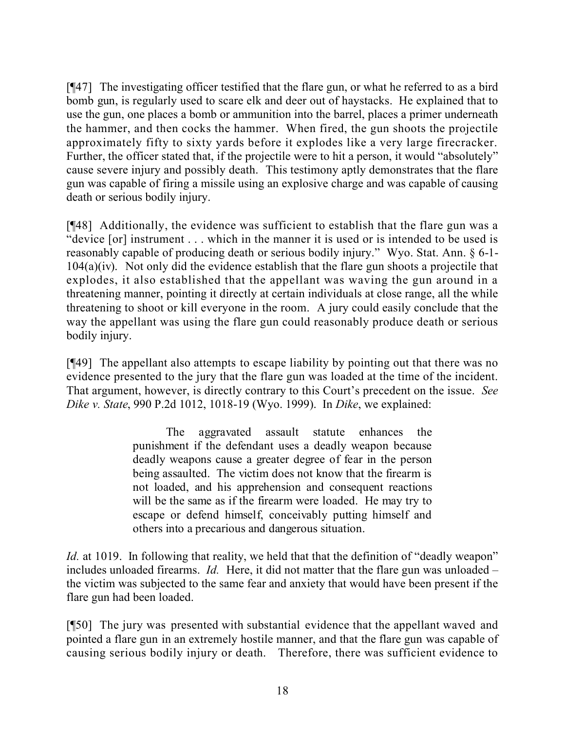[¶47] The investigating officer testified that the flare gun, or what he referred to as a bird bomb gun, is regularly used to scare elk and deer out of haystacks. He explained that to use the gun, one places a bomb or ammunition into the barrel, places a primer underneath the hammer, and then cocks the hammer. When fired, the gun shoots the projectile approximately fifty to sixty yards before it explodes like a very large firecracker. Further, the officer stated that, if the projectile were to hit a person, it would "absolutely" cause severe injury and possibly death. This testimony aptly demonstrates that the flare gun was capable of firing a missile using an explosive charge and was capable of causing death or serious bodily injury.

[¶48] Additionally, the evidence was sufficient to establish that the flare gun was a "device [or] instrument . . . which in the manner it is used or is intended to be used is reasonably capable of producing death or serious bodily injury." Wyo. Stat. Ann. § 6-1-104(a)(iv). Not only did the evidence establish that the flare gun shoots a projectile that explodes, it also established that the appellant was waving the gun around in a threatening manner, pointing it directly at certain individuals at close range, all the while threatening to shoot or kill everyone in the room. A jury could easily conclude that the way the appellant was using the flare gun could reasonably produce death or serious bodily injury.

[¶49] The appellant also attempts to escape liability by pointing out that there was no evidence presented to the jury that the flare gun was loaded at the time of the incident. That argument, however, is directly contrary to this Court's precedent on the issue. *See Dike v. State*, 990 P.2d 1012, 1018-19 (Wyo. 1999). In *Dike*, we explained:

> The aggravated assault statute enhances the punishment if the defendant uses a deadly weapon because deadly weapons cause a greater degree of fear in the person being assaulted. The victim does not know that the firearm is not loaded, and his apprehension and consequent reactions will be the same as if the firearm were loaded. He may try to escape or defend himself, conceivably putting himself and others into a precarious and dangerous situation.

*Id.* at 1019. In following that reality, we held that that the definition of "deadly weapon" includes unloaded firearms. *Id.* Here, it did not matter that the flare gun was unloaded – the victim was subjected to the same fear and anxiety that would have been present if the flare gun had been loaded.

[¶50] The jury was presented with substantial evidence that the appellant waved and pointed a flare gun in an extremely hostile manner, and that the flare gun was capable of causing serious bodily injury or death. Therefore, there was sufficient evidence to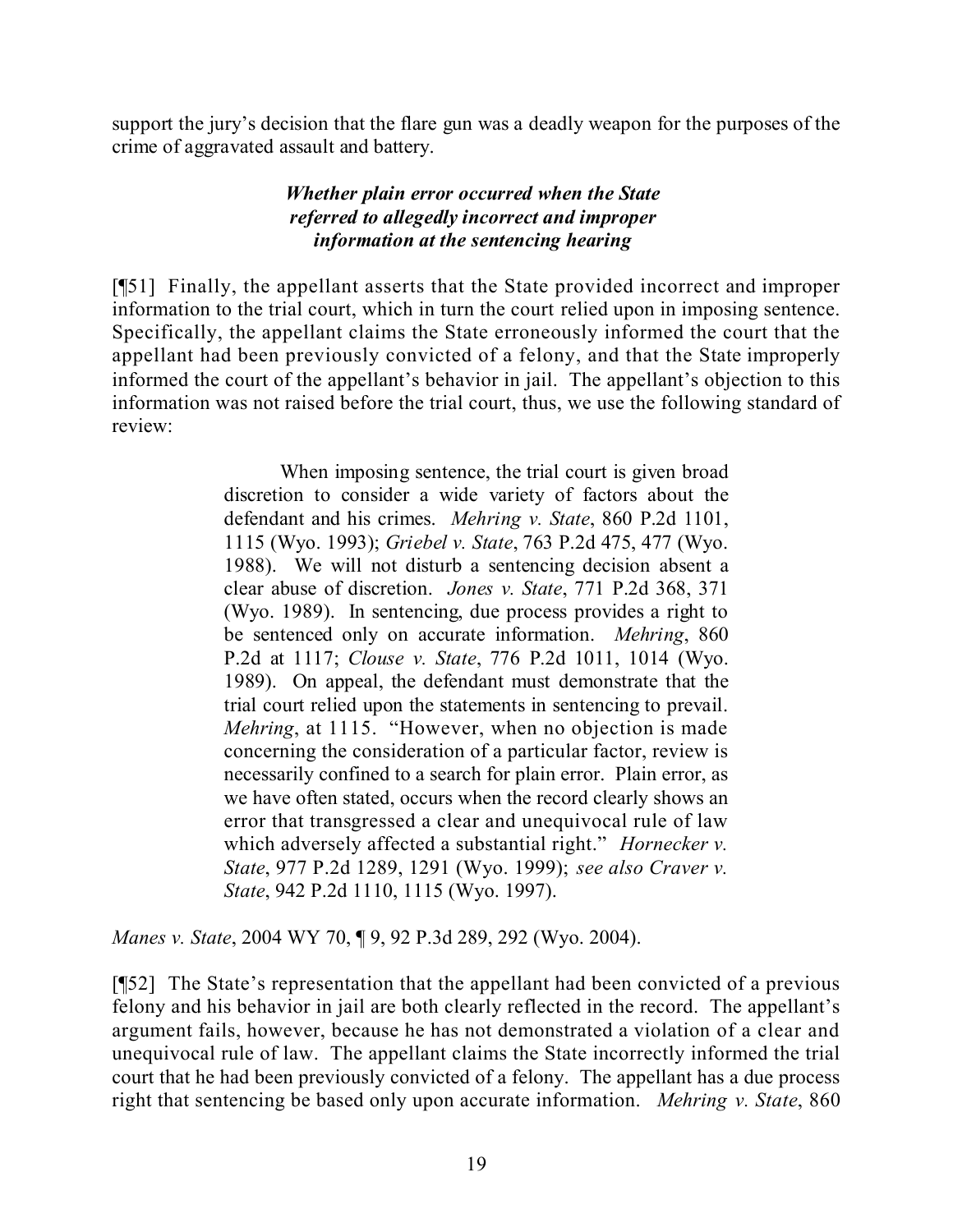support the jury's decision that the flare gun was a deadly weapon for the purposes of the crime of aggravated assault and battery.

### *Whether plain error occurred when the State referred to allegedly incorrect and improper information at the sentencing hearing*

[¶51] Finally, the appellant asserts that the State provided incorrect and improper information to the trial court, which in turn the court relied upon in imposing sentence. Specifically, the appellant claims the State erroneously informed the court that the appellant had been previously convicted of a felony, and that the State improperly informed the court of the appellant's behavior in jail. The appellant's objection to this information was not raised before the trial court, thus, we use the following standard of review:

> When imposing sentence, the trial court is given broad discretion to consider a wide variety of factors about the defendant and his crimes. *Mehring v. State*, 860 P.2d 1101, 1115 (Wyo. 1993); *Griebel v. State*, 763 P.2d 475, 477 (Wyo. 1988). We will not disturb a sentencing decision absent a clear abuse of discretion. *Jones v. State*, 771 P.2d 368, 371 (Wyo. 1989). In sentencing, due process provides a right to be sentenced only on accurate information. *Mehring*, 860 P.2d at 1117; *Clouse v. State*, 776 P.2d 1011, 1014 (Wyo. 1989). On appeal, the defendant must demonstrate that the trial court relied upon the statements in sentencing to prevail. *Mehring*, at 1115. "However, when no objection is made concerning the consideration of a particular factor, review is necessarily confined to a search for plain error. Plain error, as we have often stated, occurs when the record clearly shows an error that transgressed a clear and unequivocal rule of law which adversely affected a substantial right." *Hornecker v. State*, 977 P.2d 1289, 1291 (Wyo. 1999); *see also Craver v. State*, 942 P.2d 1110, 1115 (Wyo. 1997).

*Manes v. State*, 2004 WY 70, ¶ 9, 92 P.3d 289, 292 (Wyo. 2004).

[¶52] The State's representation that the appellant had been convicted of a previous felony and his behavior in jail are both clearly reflected in the record. The appellant's argument fails, however, because he has not demonstrated a violation of a clear and unequivocal rule of law. The appellant claims the State incorrectly informed the trial court that he had been previously convicted of a felony. The appellant has a due process right that sentencing be based only upon accurate information. *Mehring v. State*, 860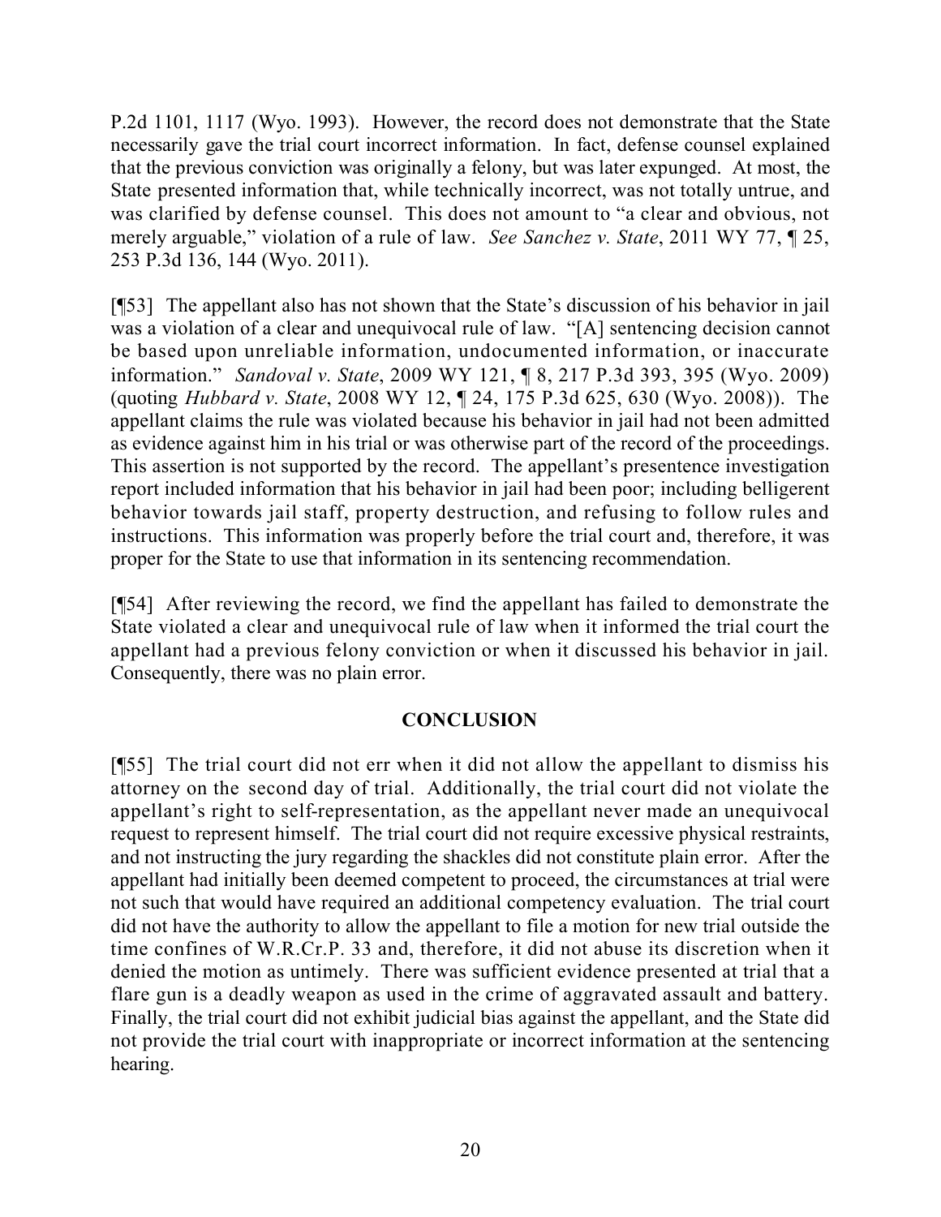P.2d 1101, 1117 (Wyo. 1993). However, the record does not demonstrate that the State necessarily gave the trial court incorrect information. In fact, defense counsel explained that the previous conviction was originally a felony, but was later expunged. At most, the State presented information that, while technically incorrect, was not totally untrue, and was clarified by defense counsel. This does not amount to "a clear and obvious, not merely arguable," violation of a rule of law. *See Sanchez v. State*, 2011 WY 77, ¶ 25, 253 P.3d 136, 144 (Wyo. 2011).

[¶53] The appellant also has not shown that the State's discussion of his behavior in jail was a violation of a clear and unequivocal rule of law. "[A] sentencing decision cannot be based upon unreliable information, undocumented information, or inaccurate information." *Sandoval v. State*, 2009 WY 121, ¶ 8, 217 P.3d 393, 395 (Wyo. 2009) (quoting *Hubbard v. State*, 2008 WY 12, ¶ 24, 175 P.3d 625, 630 (Wyo. 2008)). The appellant claims the rule was violated because his behavior in jail had not been admitted as evidence against him in his trial or was otherwise part of the record of the proceedings. This assertion is not supported by the record. The appellant's presentence investigation report included information that his behavior in jail had been poor; including belligerent behavior towards jail staff, property destruction, and refusing to follow rules and instructions. This information was properly before the trial court and, therefore, it was proper for the State to use that information in its sentencing recommendation.

[¶54] After reviewing the record, we find the appellant has failed to demonstrate the State violated a clear and unequivocal rule of law when it informed the trial court the appellant had a previous felony conviction or when it discussed his behavior in jail. Consequently, there was no plain error.

## CONCLUSION

[¶55] The trial court did not err when it did not allow the appellant to dismiss his attorney on the second day of trial. Additionally, the trial court did not violate the appellant's right to self-representation, as the appellant never made an unequivocal request to represent himself. The trial court did not require excessive physical restraints, and not instructing the jury regarding the shackles did not constitute plain error. After the appellant had initially been deemed competent to proceed, the circumstances at trial were not such that would have required an additional competency evaluation. The trial court did not have the authority to allow the appellant to file a motion for new trial outside the time confines of W.R.Cr.P. 33 and, therefore, it did not abuse its discretion when it denied the motion as untimely. There was sufficient evidence presented at trial that a flare gun is a deadly weapon as used in the crime of aggravated assault and battery. Finally, the trial court did not exhibit judicial bias against the appellant, and the State did not provide the trial court with inappropriate or incorrect information at the sentencing hearing.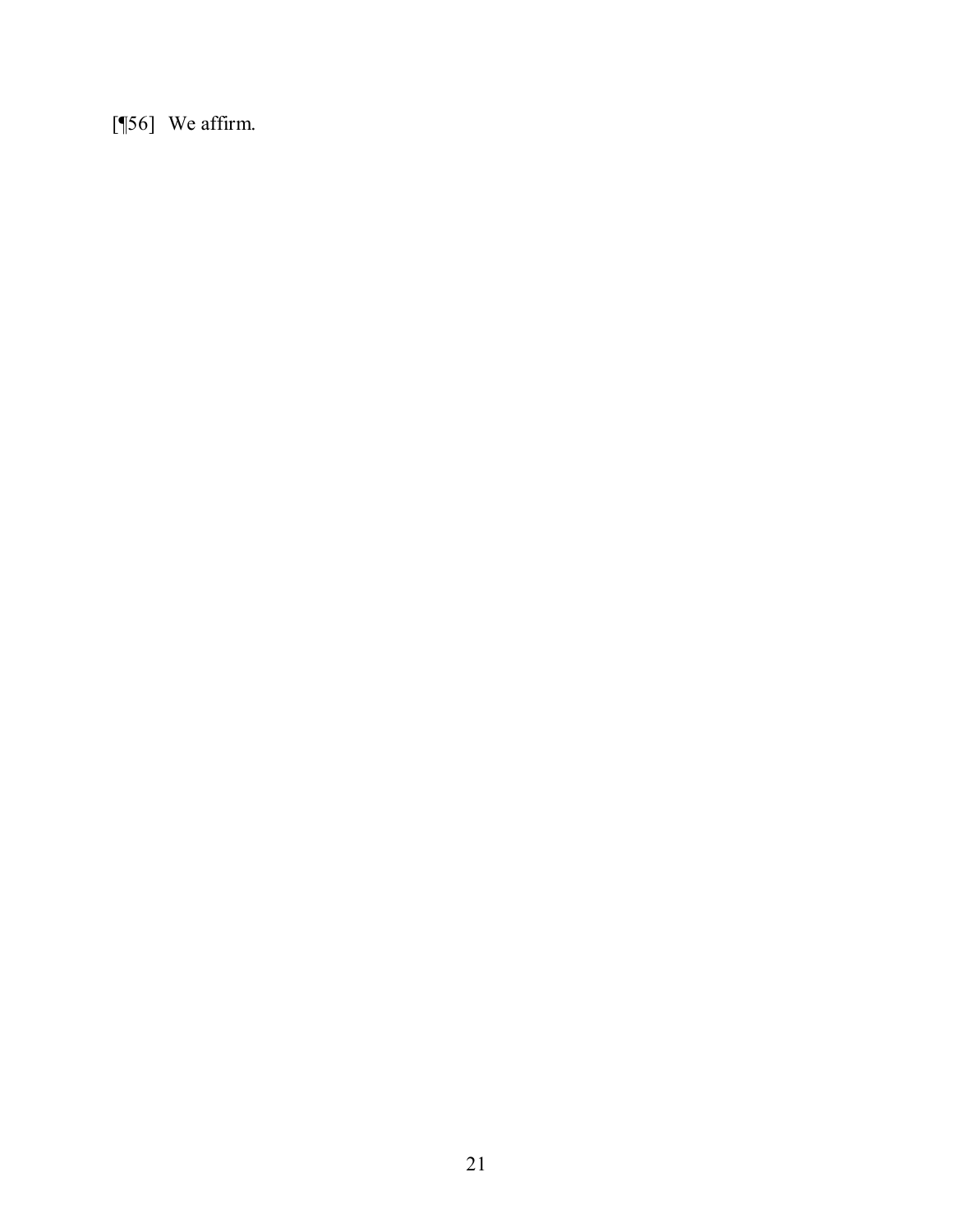[¶56] We affirm.